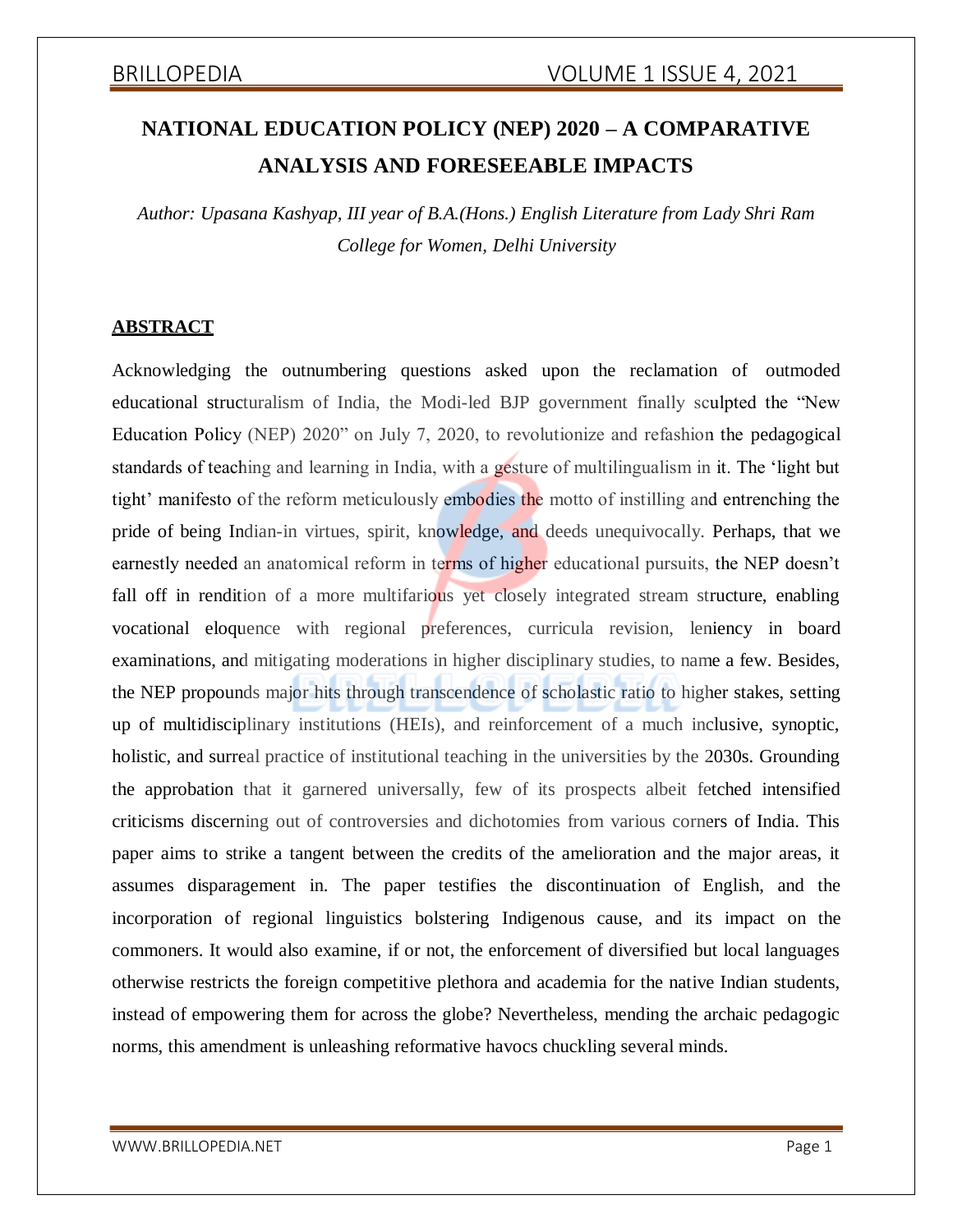# NATIONAL EDUCATION POLICY (NEP) 2020 – A COMPARATIVE ANALYSIS AND FORESEEABLE IMPACTS

*Author: Upasana Kashyap, III year of B.A.(Hons.) English Literature from Lady Shri Ram College for Women, Delhi University*

## ABSTRACT

Acknowledging the outnumbering questions asked upon the reclamation of outmoded educational structuralism of India, the Modi-led BJP government finally sculpted the "New Education Policy (NEP) 2020" on July 7, 2020, to revolutionize and refashion the pedagogical standards of teaching and learning in India, with a gesture of multilingualism in it. The 'light but tight' manifesto of the reform meticulously embodies the motto of instilling and entrenching the pride of being Indian-in virtues, spirit, knowledge, and deeds unequivocally. Perhaps, that we earnestly needed an anatomical reform in terms of higher educational pursuits, the NEP doesn't fall off in rendition of a more multifarious yet closely integrated stream structure, enabling vocational eloquence with regional preferences, curricula revision, leniency in board examinations, and mitigating moderations in higher disciplinary studies, to name a few. Besides, the NEP propounds major hits through transcendence of scholastic ratio to higher stakes, setting up of multidisciplinary institutions (HEIs), and reinforcement of a much inclusive, synoptic, holistic, and surreal practice of institutional teaching in the universities by the 2030s. Grounding the approbation that it garnered universally, few of its prospects albeit fetched intensified criticisms discerning out of controversies and dichotomies from various corners of India. This paper aims to strike a tangent between the credits of the amelioration and the major areas, it assumes disparagement in. The paper testifies the discontinuation of English, and the incorporation of regional linguistics bolstering Indigenous cause, and its impact on the commoners. It would also examine, if or not, the enforcement of diversified but local languages otherwise restricts the foreign competitive plethora and academia for the native Indian students, instead of empowering them for across the globe? Nevertheless, mending the archaic pedagogic norms, this amendment is unleashing reformative havocs chuckling several minds.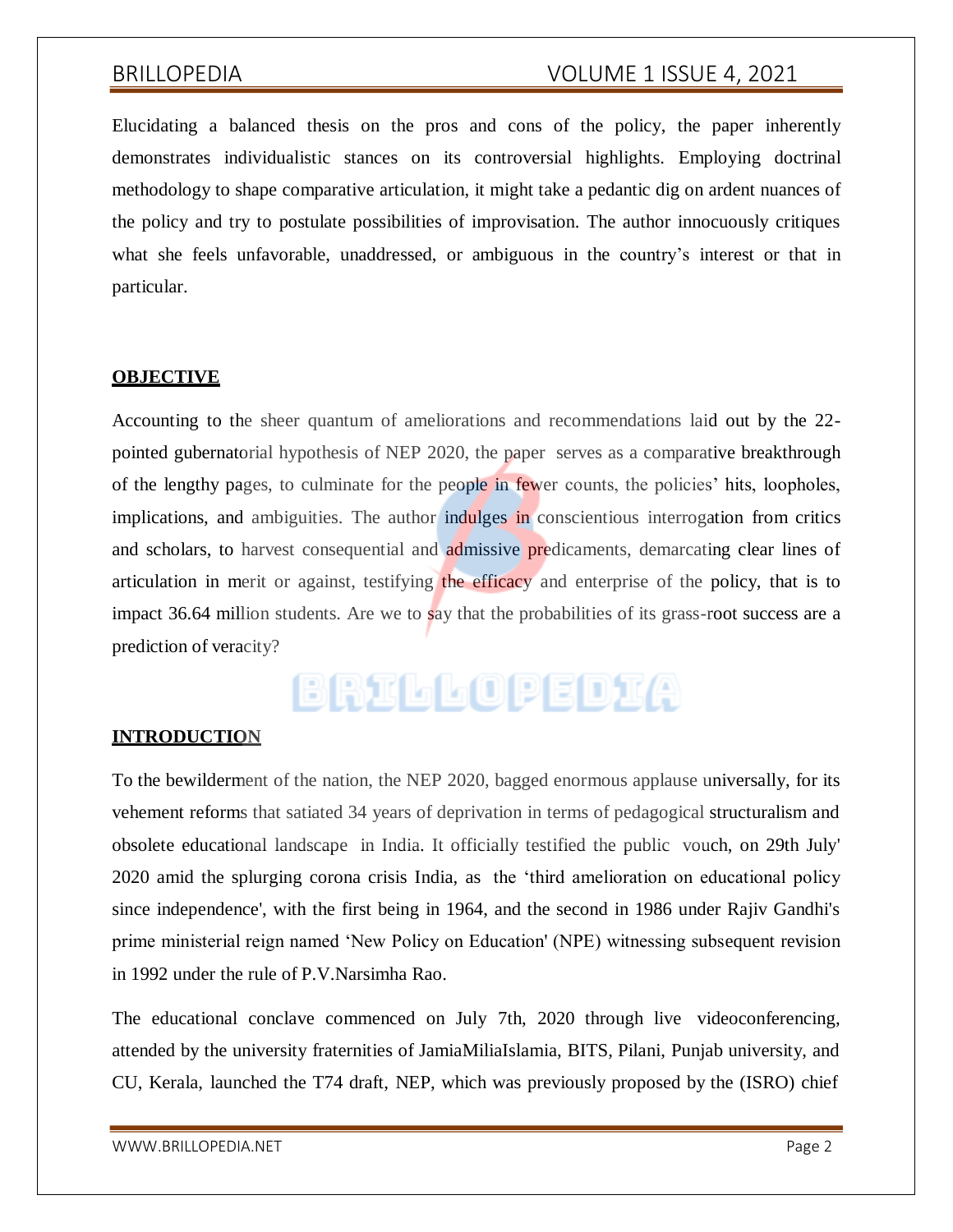Elucidating a balanced thesis on the pros and cons of the policy, the paper inherently demonstrates individualistic stances on its controversial highlights. Employing doctrinal methodology to shape comparative articulation, it might take a pedantic dig on ardent nuances of the policy and try to postulate possibilities of improvisation. The author innocuously critiques what she feels unfavorable, unaddressed, or ambiguous in the country's interest or that in particular.

## OBJECTIVE

Accounting to the sheer quantum of ameliorations and recommendations laid out by the 22-pointed gubernatorial hypothesis of NEP 2020, the paper serves as a comparative breakthrough of the lengthy pages, to culminate for the people in fewer counts, the policies' hits, loopholes, implications, and ambiguities. The author indulges in conscientious interrogation from critics and scholars, to harvest consequential and admissive predicaments, demarcating clear lines of articulation in merit or against, testifying the efficacy and enterprise of the policy, that is to impact 36.64 million students. Are we to say that the probabilities of its grass-root success are a prediction of veracity?

## INTRODUCTION

To the bewilderment of the nation, the NEP 2020, bagged enormous applause universally, for its vehement reforms that satiated 34 years of deprivation in terms of pedagogical structuralism and obsolete educational landscape in India. It officially testified the public vouch, on 29th July' 2020 amid the splurging corona crisis India, as the 'third amelioration on educational policy since independence', with the first being in 1964, and the second in 1986 under Rajiv Gandhi's prime ministerial reign named 'New Policy on Education' (NPE) witnessing subsequent revision in 1992 under the rule of P.V.Narsimha Rao.

The educational conclave commenced on July 7th, 2020 through live videoconferencing, attended by the university fraternities of JamiaMiliaIslamia, BITS, Pilani, Punjab university, and CU, Kerala, launched the T74 draft, NEP, which was previously proposed by the (ISRO) chief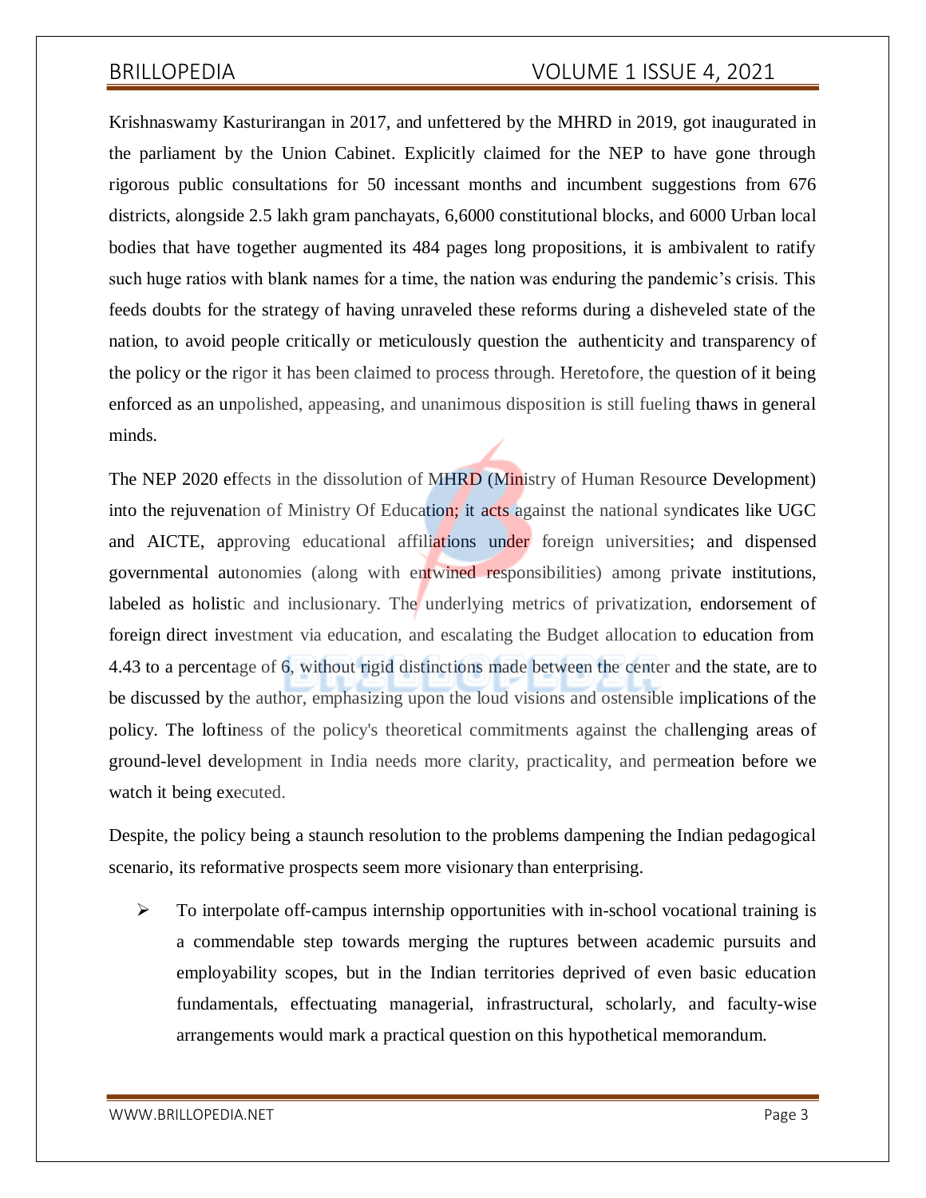Krishnaswamy Kasturirangan in 2017, and unfettered by the MHRD in 2019, got inaugurated in the parliament by the Union Cabinet. Explicitly claimed for the NEP to have gone through rigorous public consultations for 50 incessant months and incumbent suggestions from 676 districts, alongside 2.5 lakh gram panchayats, 6,6000 constitutional blocks, and 6000 Urban local bodies that have together augmented its 484 pages long propositions, it is ambivalent to ratify such huge ratios with blank names for a time, the nation was enduring the pandemic's crisis. This feeds doubts for the strategy of having unraveled these reforms during a disheveled state of the nation, to avoid people critically or meticulously question the authenticity and transparency of the policy or the rigor it has been claimed to process through. Heretofore, the question of it being enforced as an unpolished, appeasing, and unanimous disposition is still fueling thaws in general minds.

The NEP 2020 effects in the dissolution of MHRD (Ministry of Human Resource Development) into the rejuvenation of Ministry Of Education; it acts against the national syndicates like UGC and AICTE, approving educational affiliations under foreign universities; and dispensed governmental autonomies (along with entwined responsibilities) among private institutions, labeled as holistic and inclusionary. The underlying metrics of privatization, endorsement of foreign direct investment via education, and escalating the Budget allocation to education from 4.43 to a percentage of 6, without rigid distinctions made between the center and the state, are to be discussed by the author, emphasizing upon the loud visions and ostensible implications of the policy. The loftiness of the policy's theoretical commitments against the challenging areas of ground-level development in India needs more clarity, practicality, and permeation before we watch it being executed.

Despite, the policy being a staunch resolution to the problems dampening the Indian pedagogical scenario, its reformative prospects seem more visionary than enterprising.

- To interpolate off-campus internship opportunities with in-school vocational training is a commendable step towards merging the ruptures between academic pursuits and employability scopes, but in the Indian territories deprived of even basic education fundamentals, effectuating managerial, infrastructural, scholarly, and faculty-wise arrangements would mark a practical question on this hypothetical memorandum.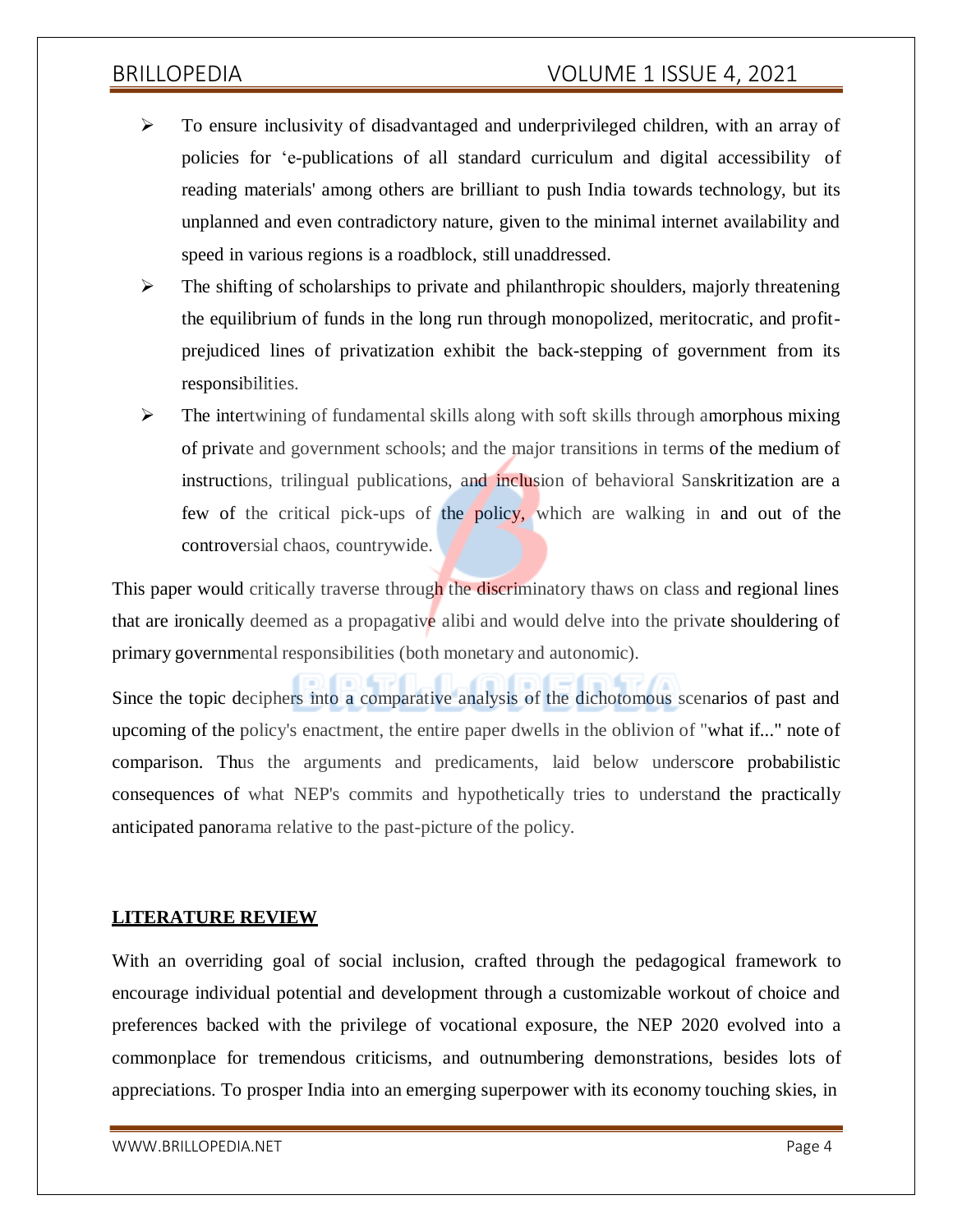- To ensure inclusivity of disadvantaged and underprivileged children, with an array of policies for 'e-publications of all standard curriculum and digital accessibility of reading materials' among others are brilliant to push India towards technology, but its unplanned and even contradictory nature, given to the minimal internet availability and speed in various regions is a roadblock, still unaddressed.
- The shifting of scholarships to private and philanthropic shoulders, majorly threatening the equilibrium of funds in the long run through monopolized, meritocratic, and profit-prejudiced lines of privatization exhibit the back-stepping of government from its responsibilities.
- The intertwining of fundamental skills along with soft skills through amorphous mixing of private and government schools; and the major transitions in terms of the medium of instructions, trilingual publications, and inclusion of behavioral Sanskritization are a few of the critical pick-ups of the policy, which are walking in and out of the controversial chaos, countrywide.

This paper would critically traverse through the discriminatory thaws on class and regional lines that are ironically deemed as a propagative alibi and would delve into the private shouldering of primary governmental responsibilities (both monetary and autonomic).

Since the topic deciphers into a comparative analysis of the dichotomous scenarios of past and upcoming of the policy's enactment, the entire paper dwells in the oblivion of "what if..." note of comparison. Thus the arguments and predicaments, laid below underscore probabilistic consequences of what NEP's commits and hypothetically tries to understand the practically anticipated panorama relative to the past-picture of the policy.

## LITERATURE REVIEW

With an overriding goal of social inclusion, crafted through the pedagogical framework to encourage individual potential and development through a customizable workout of choice and preferences backed with the privilege of vocational exposure, the NEP 2020 evolved into a commonplace for tremendous criticisms, and outnumbering demonstrations, besides lots of appreciations. To prosper India into an emerging superpower with its economy touching skies, in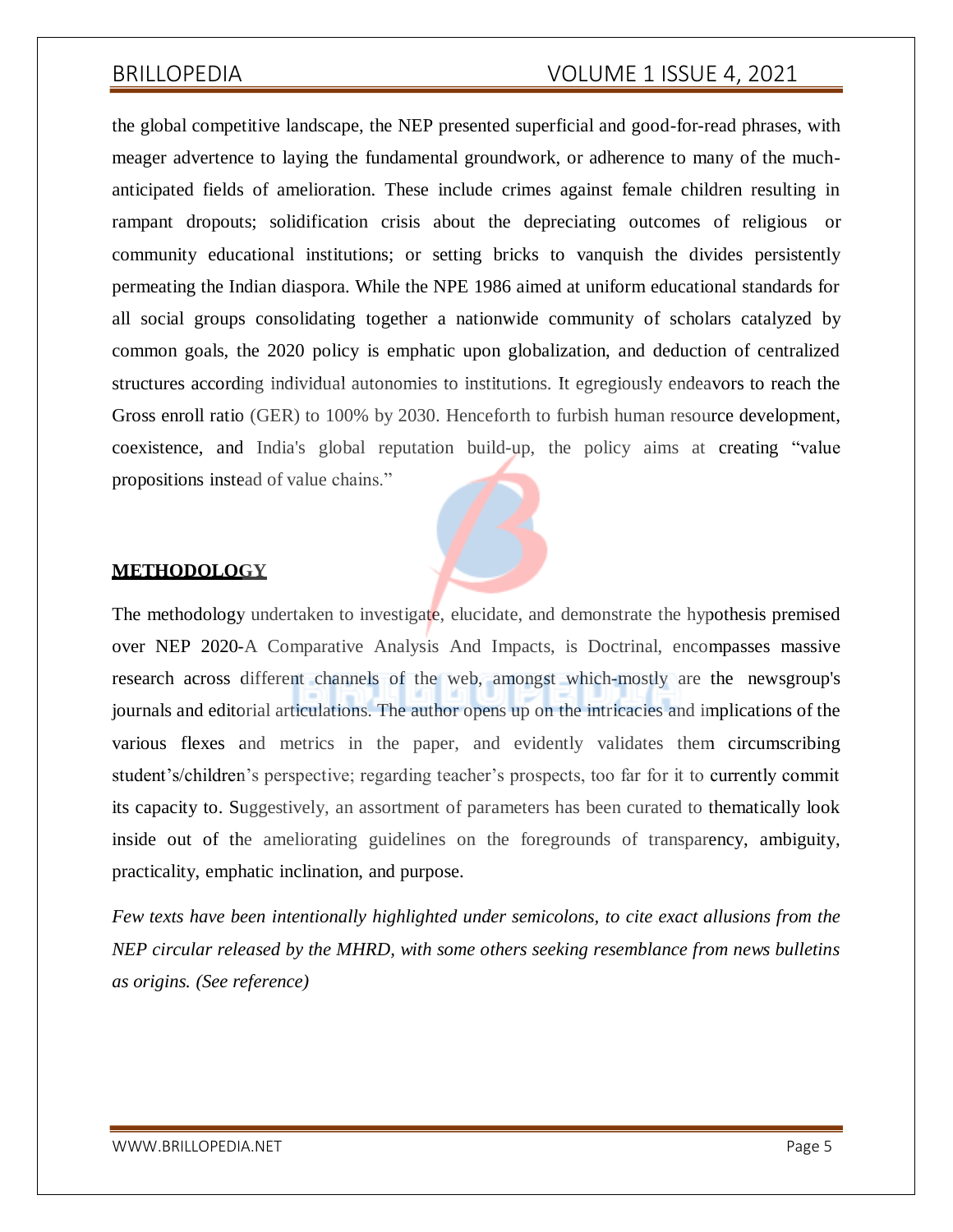the global competitive landscape, the NEP presented superficial and good-for-read phrases, with meager advertence to laying the fundamental groundwork, or adherence to many of the much-anticipated fields of amelioration. These include crimes against female children resulting in rampant dropouts; solidification crisis about the depreciating outcomes of religious or community educational institutions; or setting bricks to vanquish the divides persistently permeating the Indian diaspora. While the NPE 1986 aimed at uniform educational standards for all social groups consolidating together a nationwide community of scholars catalyzed by common goals, the 2020 policy is emphatic upon globalization, and deduction of centralized structures according individual autonomies to institutions. It egregiously endeavors to reach the Gross enroll ratio (GER) to 100% by 2030. Henceforth to furbish human resource development, coexistence, and India's global reputation build-up, the policy aims at creating "value propositions instead of value chains."

## METHODOLOGY

The methodology undertaken to investigate, elucidate, and demonstrate the hypothesis premised over NEP 2020-A Comparative Analysis And Impacts, is Doctrinal, encompasses massive research across different channels of the web, amongst which-mostly are the newsgroup's journals and editorial articulations. The author opens up on the intricacies and implications of the various flexes and metrics in the paper, and evidently validates them circumscribing student's/children's perspective; regarding teacher's prospects, too far for it to currently commit its capacity to. Suggestively, an assortment of parameters has been curated to thematically look inside out of the ameliorating guidelines on the foregrounds of transparency, ambiguity, practicality, emphatic inclination, and purpose.

*Few texts have been intentionally highlighted under semicolons, to cite exact allusions from the NEP circular released by the MHRD, with some others seeking resemblance from news bulletins as origins. (See reference)*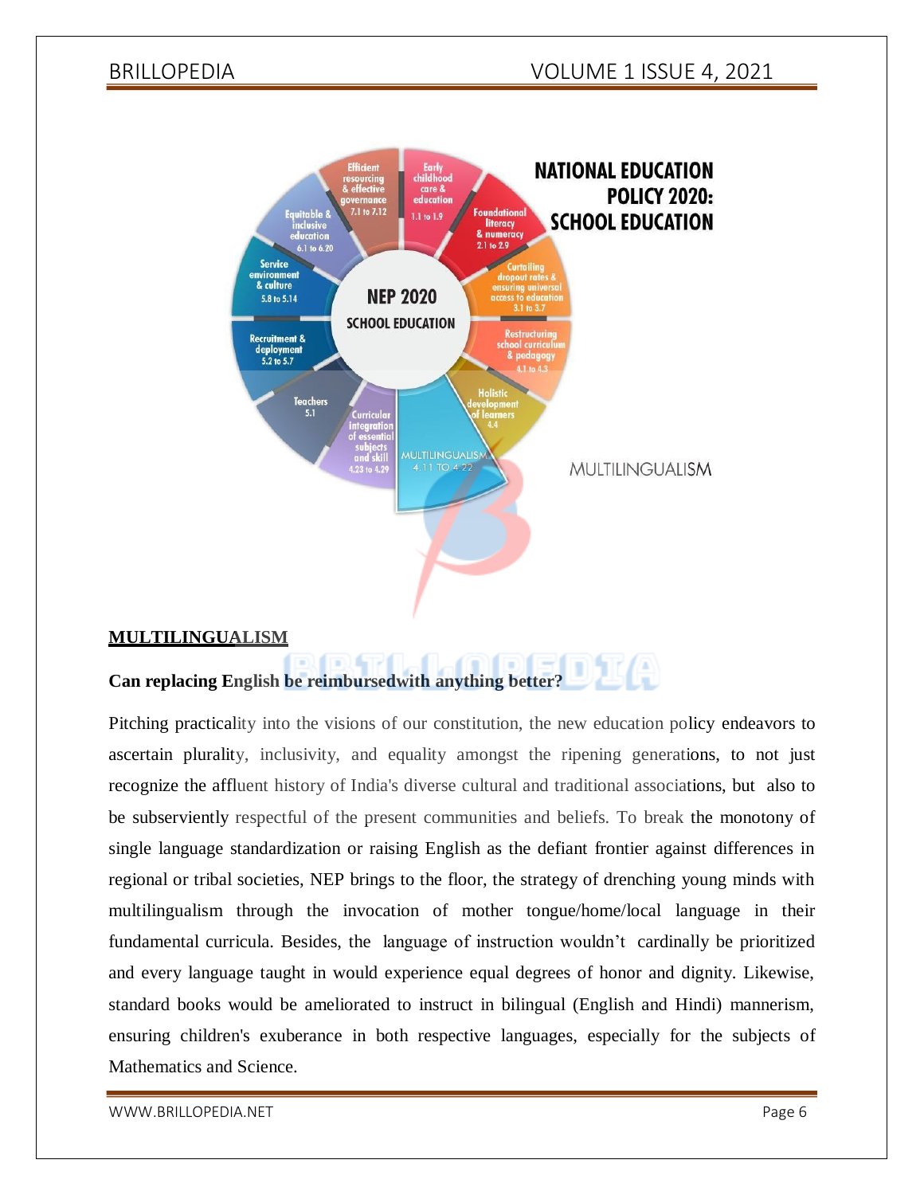## MULTILINGUALISM

**Can replacing English be reimbursedwith anything better?**

Pitching practicality into the visions of our constitution, the new education policy endeavors to ascertain plurality, inclusivity, and equality amongst the ripening generations, to not just recognize the affluent history of India's diverse cultural and traditional associations, but also to be subserviently respectful of the present communities and beliefs. To break the monotony of single language standardization or raising English as the defiant frontier against differences in regional or tribal societies, NEP brings to the floor, the strategy of drenching young minds with multilingualism through the invocation of mother tongue/home/local language in their fundamental curricula. Besides, the language of instruction wouldn't cardinally be prioritized and every language taught in would experience equal degrees of honor and dignity. Likewise, standard books would be ameliorated to instruct in bilingual (English and Hindi) mannerism, ensuring children's exuberance in both respective languages, especially for the subjects of Mathematics and Science.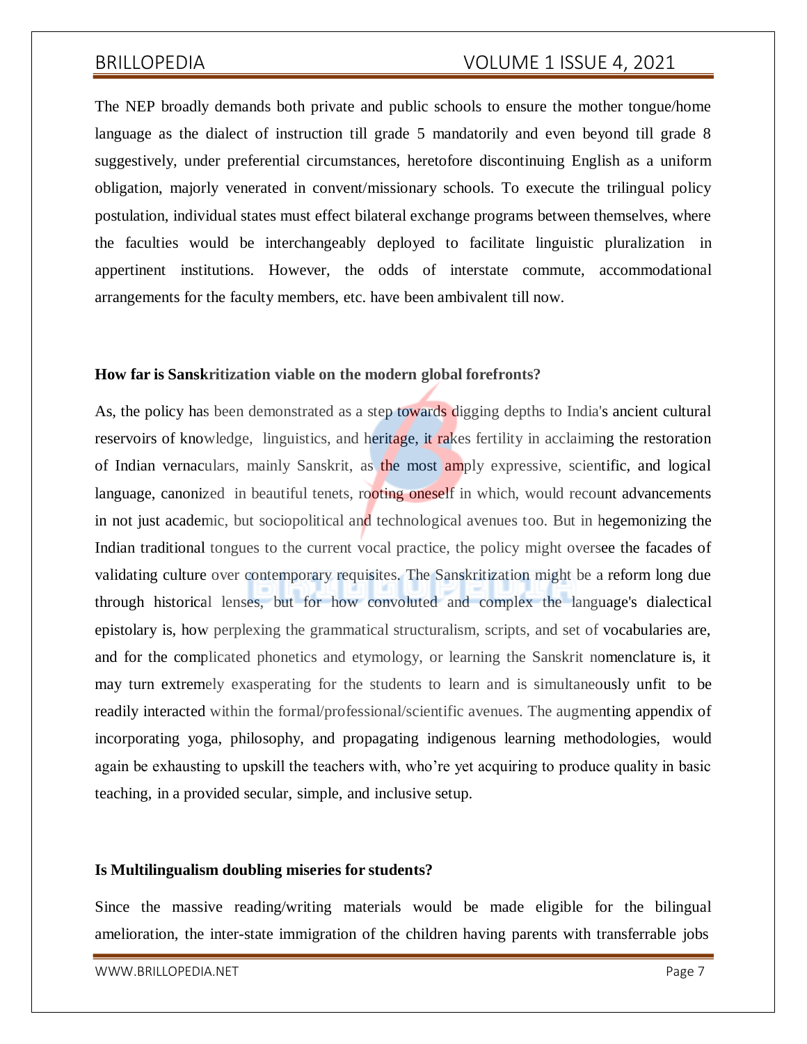The NEP broadly demands both private and public schools to ensure the mother tongue/home language as the dialect of instruction till grade 5 mandatorily and even beyond till grade 8 suggestively, under preferential circumstances, heretofore discontinuing English as a uniform obligation, majorly venerated in convent/missionary schools. To execute the trilingual policy postulation, individual states must effect bilateral exchange programs between themselves, where the faculties would be interchangeably deployed to facilitate linguistic pluralization in appertinent institutions. However, the odds of interstate commute, accommodational arrangements for the faculty members, etc. have been ambivalent till now.

**How far is Sanskritization viable on the modern global forefronts?**

As, the policy has been demonstrated as a step towards digging depths to India's ancient cultural reservoirs of knowledge, linguistics, and heritage, it rakes fertility in acclaiming the restoration of Indian vernaculars, mainly Sanskrit, as the most amply expressive, scientific, and logical language, canonized in beautiful tenets, rooting oneself in which, would recount advancements in not just academic, but sociopolitical and technological avenues too. But in hegemonizing the Indian traditional tongues to the current vocal practice, the policy might oversee the facades of validating culture over contemporary requisites. The Sanskritization might be a reform long due through historical lenses, but for how convoluted and complex the language's dialectical epistolary is, how perplexing the grammatical structuralism, scripts, and set of vocabularies are, and for the complicated phonetics and etymology, or learning the Sanskrit nomenclature is, it may turn extremely exasperating for the students to learn and is simultaneously unfit to be readily interacted within the formal/professional/scientific avenues. The augmenting appendix of incorporating yoga, philosophy, and propagating indigenous learning methodologies, would again be exhausting to upskill the teachers with, who're yet acquiring to produce quality in basic teaching, in a provided secular, simple, and inclusive setup.

**Is Multilingualism doubling miseries for students?**

Since the massive reading/writing materials would be made eligible for the bilingual amelioration, the inter-state immigration of the children having parents with transferrable jobs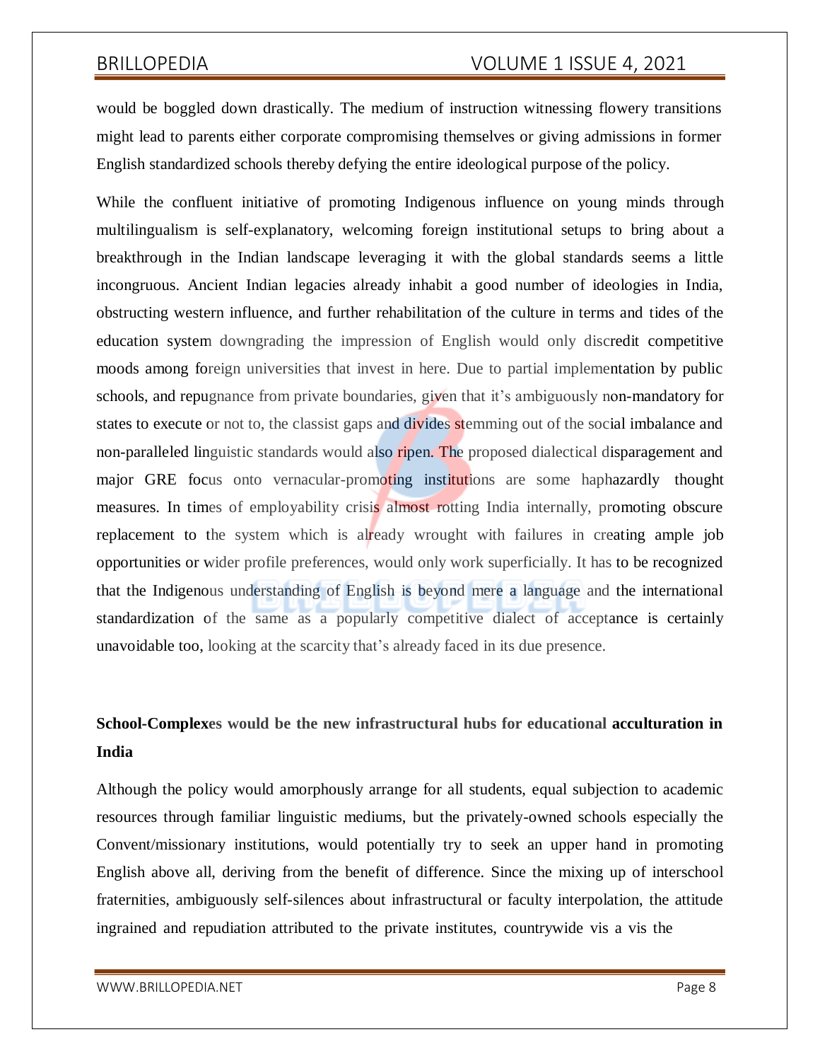would be boggled down drastically. The medium of instruction witnessing flowery transitions might lead to parents either corporate compromising themselves or giving admissions in former English standardized schools thereby defying the entire ideological purpose of the policy.

While the confluent initiative of promoting Indigenous influence on young minds through multilingualism is self-explanatory, welcoming foreign institutional setups to bring about a breakthrough in the Indian landscape leveraging it with the global standards seems a little incongruous. Ancient Indian legacies already inhabit a good number of ideologies in India, obstructing western influence, and further rehabilitation of the culture in terms and tides of the education system downgrading the impression of English would only discredit competitive moods among foreign universities that invest in here. Due to partial implementation by public schools, and repugnance from private boundaries, given that it's ambiguously non-mandatory for states to execute or not to, the classist gaps and divides stemming out of the social imbalance and non-paralleled linguistic standards would also ripen. The proposed dialectical disparagement and major GRE focus onto vernacular-promoting institutions are some haphazardly thought measures. In times of employability crisis almost rotting India internally, promoting obscure replacement to the system which is already wrought with failures in creating ample job opportunities or wider profile preferences, would only work superficially. It has to be recognized that the Indigenous understanding of English is beyond mere a language and the international standardization of the same as a popularly competitive dialect of acceptance is certainly unavoidable too, looking at the scarcity that's already faced in its due presence.

**School-Complexes would be the new infrastructural hubs for educational acculturation in India**

Although the policy would amorphously arrange for all students, equal subjection to academic resources through familiar linguistic mediums, but the privately-owned schools especially the Convent/missionary institutions, would potentially try to seek an upper hand in promoting English above all, deriving from the benefit of difference. Since the mixing up of interschool fraternities, ambiguously self-silences about infrastructural or faculty interpolation, the attitude ingrained and repudiation attributed to the private institutes, countrywide vis a vis the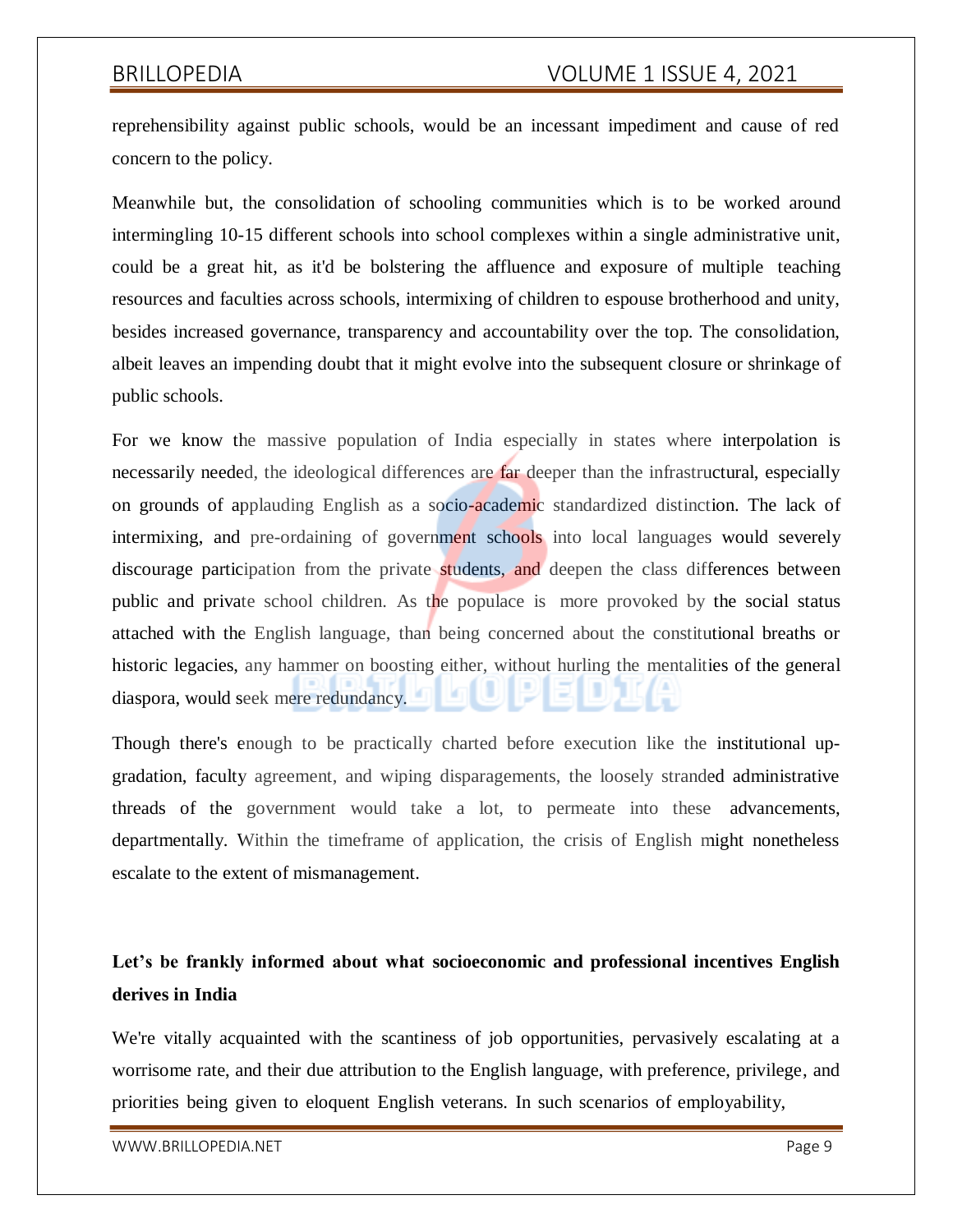reprehensibility against public schools, would be an incessant impediment and cause of red concern to the policy.

Meanwhile but, the consolidation of schooling communities which is to be worked around intermingling 10-15 different schools into school complexes within a single administrative unit, could be a great hit, as it'd be bolstering the affluence and exposure of multiple teaching resources and faculties across schools, intermixing of children to espouse brotherhood and unity, besides increased governance, transparency and accountability over the top. The consolidation, albeit leaves an impending doubt that it might evolve into the subsequent closure or shrinkage of public schools.

For we know the massive population of India especially in states where interpolation is necessarily needed, the ideological differences are far deeper than the infrastructural, especially on grounds of applauding English as a socio-academic standardized distinction. The lack of intermixing, and pre-ordaining of government schools into local languages would severely discourage participation from the private students, and deepen the class differences between public and private school children. As the populace is more provoked by the social status attached with the English language, than being concerned about the constitutional breaths or historic legacies, any hammer on boosting either, without hurling the mentalities of the general diaspora, would seek mere redundancy.

Though there's enough to be practically charted before execution like the institutional up-gradation, faculty agreement, and wiping disparagements, the loosely stranded administrative threads of the government would take a lot, to permeate into these advancements, departmentally. Within the timeframe of application, the crisis of English might nonetheless escalate to the extent of mismanagement.

**Let's be frankly informed about what socioeconomic and professional incentives English derives in India**

We're vitally acquainted with the scantiness of job opportunities, pervasively escalating at a worrisome rate, and their due attribution to the English language, with preference, privilege, and priorities being given to eloquent English veterans. In such scenarios of employability,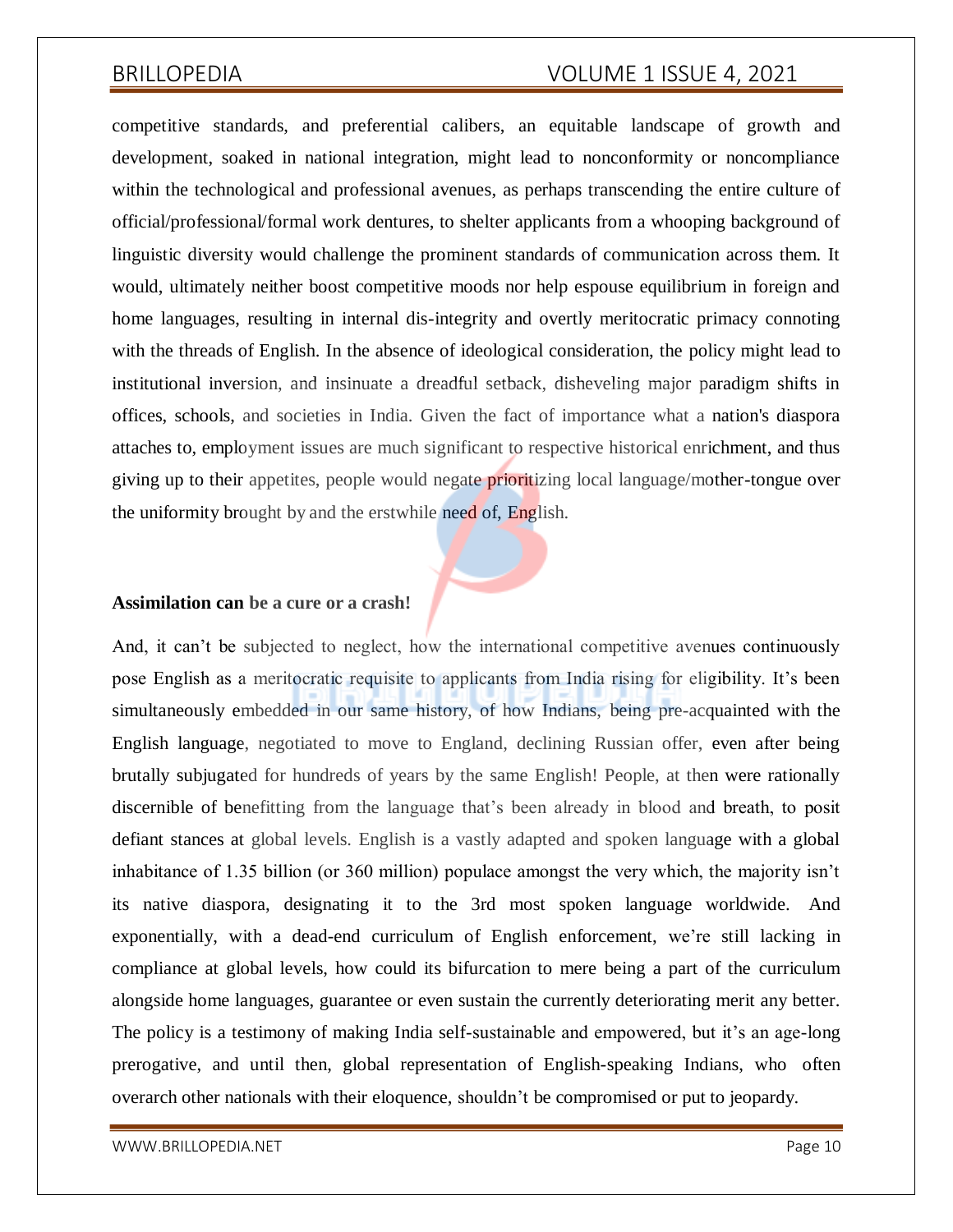competitive standards, and preferential calibers, an equitable landscape of growth and development, soaked in national integration, might lead to nonconformity or noncompliance within the technological and professional avenues, as perhaps transcending the entire culture of official/professional/formal work dentures, to shelter applicants from a whooping background of linguistic diversity would challenge the prominent standards of communication across them. It would, ultimately neither boost competitive moods nor help espouse equilibrium in foreign and home languages, resulting in internal dis-integrity and overtly meritocratic primacy connoting with the threads of English. In the absence of ideological consideration, the policy might lead to institutional inversion, and insinuate a dreadful setback, disheveling major paradigm shifts in offices, schools, and societies in India. Given the fact of importance what a nation's diaspora attaches to, employment issues are much significant to respective historical enrichment, and thus giving up to their appetites, people would negate prioritizing local language/mother-tongue over the uniformity brought by and the erstwhile need of, English.

**Assimilation can be a cure or a crash!**

And, it can't be subjected to neglect, how the international competitive avenues continuously pose English as a meritocratic requisite to applicants from India rising for eligibility. It's been simultaneously embedded in our same history, of how Indians, being pre-acquainted with the English language, negotiated to move to England, declining Russian offer, even after being brutally subjugated for hundreds of years by the same English! People, at then were rationally discernible of benefitting from the language that's been already in blood and breath, to posit defiant stances at global levels. English is a vastly adapted and spoken language with a global inhabitance of 1.35 billion (or 360 million) populace amongst the very which, the majority isn't its native diaspora, designating it to the 3rd most spoken language worldwide. And exponentially, with a dead-end curriculum of English enforcement, we're still lacking in compliance at global levels, how could its bifurcation to mere being a part of the curriculum alongside home languages, guarantee or even sustain the currently deteriorating merit any better. The policy is a testimony of making India self-sustainable and empowered, but it's an age-long prerogative, and until then, global representation of English-speaking Indians, who often overarch other nationals with their eloquence, shouldn't be compromised or put to jeopardy.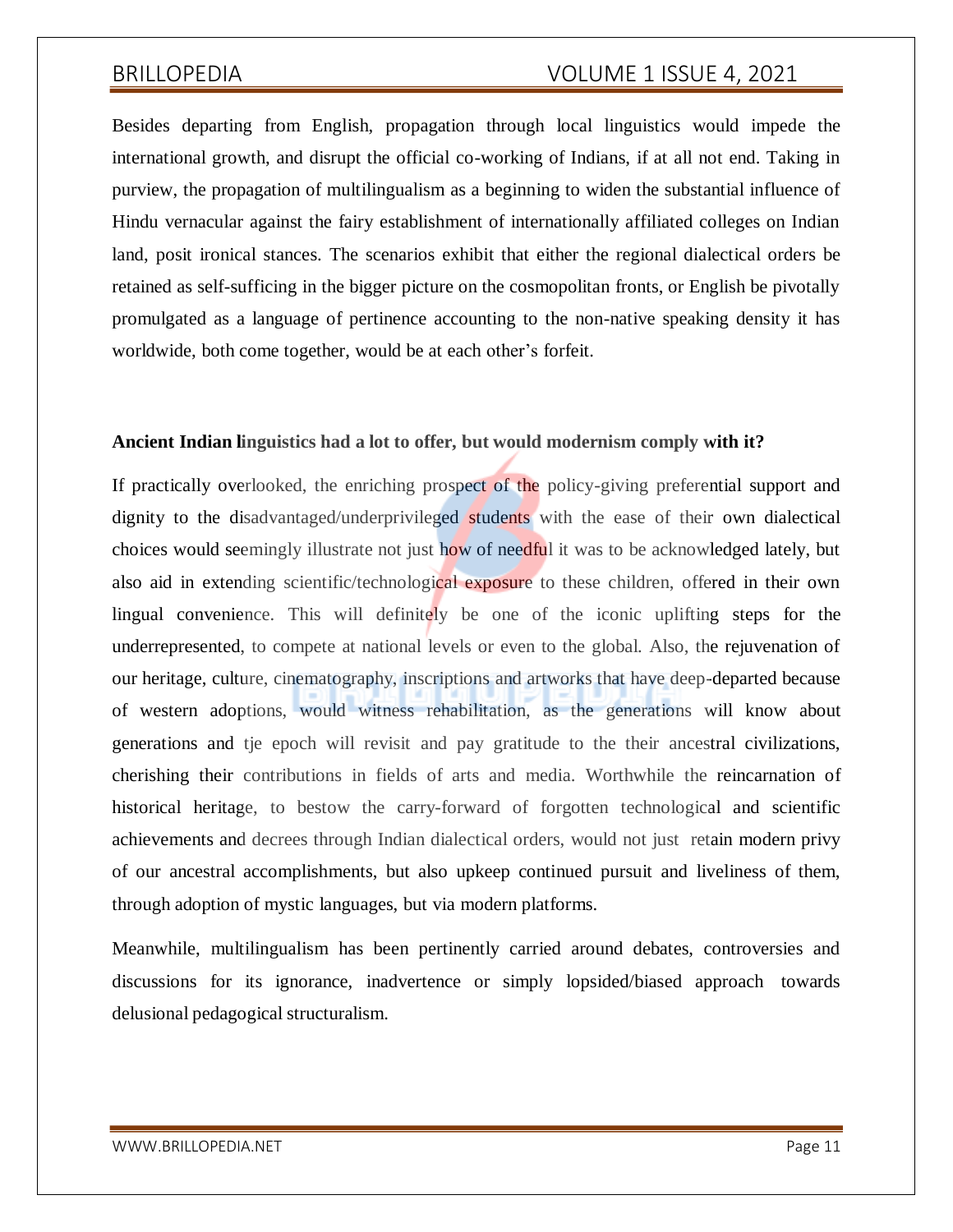Besides departing from English, propagation through local linguistics would impede the international growth, and disrupt the official co-working of Indians, if at all not end. Taking in purview, the propagation of multilingualism as a beginning to widen the substantial influence of Hindu vernacular against the fairy establishment of internationally affiliated colleges on Indian land, posit ironical stances. The scenarios exhibit that either the regional dialectical orders be retained as self-sufficing in the bigger picture on the cosmopolitan fronts, or English be pivotally promulgated as a language of pertinence accounting to the non-native speaking density it has worldwide, both come together, would be at each other's forfeit.

**Ancient Indian linguistics had a lot to offer, but would modernism comply with it?**

If practically overlooked, the enriching prospect of the policy-giving preferential support and dignity to the disadvantaged/underprivileged students with the ease of their own dialectical choices would seemingly illustrate not just how of needful it was to be acknowledged lately, but also aid in extending scientific/technological exposure to these children, offered in their own lingual convenience. This will definitely be one of the iconic uplifting steps for the underrepresented, to compete at national levels or even to the global. Also, the rejuvenation of our heritage, culture, cinematography, inscriptions and artworks that have deep-departed because of western adoptions, would witness rehabilitation, as the generations will know about generations and tje epoch will revisit and pay gratitude to the their ancestral civilizations, cherishing their contributions in fields of arts and media. Worthwhile the reincarnation of historical heritage, to bestow the carry-forward of forgotten technological and scientific achievements and decrees through Indian dialectical orders, would not just retain modern privy of our ancestral accomplishments, but also upkeep continued pursuit and liveliness of them, through adoption of mystic languages, but via modern platforms.

Meanwhile, multilingualism has been pertinently carried around debates, controversies and discussions for its ignorance, inadvertence or simply lopsided/biased approach towards delusional pedagogical structuralism.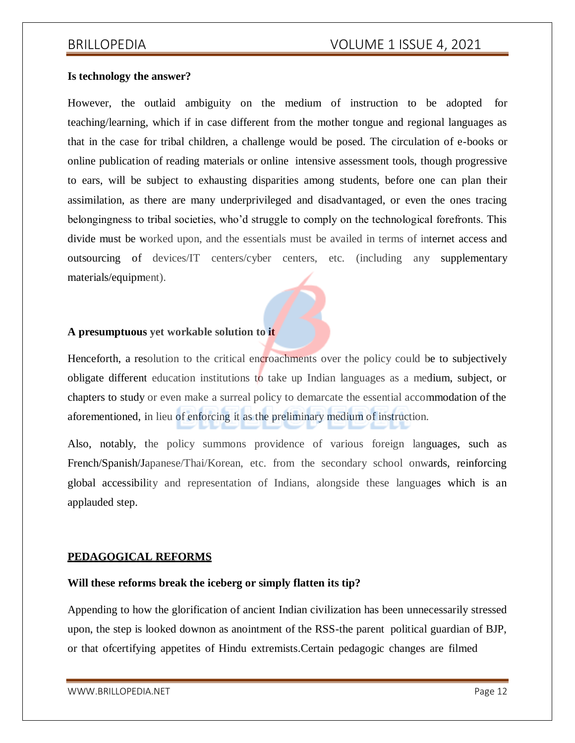**Is technology the answer?**

However, the outlaid ambiguity on the medium of instruction to be adopted for teaching/learning, which if in case different from the mother tongue and regional languages as that in the case for tribal children, a challenge would be posed. The circulation of e-books or online publication of reading materials or online intensive assessment tools, though progressive to ears, will be subject to exhausting disparities among students, before one can plan their assimilation, as there are many underprivileged and disadvantaged, or even the ones tracing belongingness to tribal societies, who'd struggle to comply on the technological forefronts. This divide must be worked upon, and the essentials must be availed in terms of internet access and outsourcing of devices/IT centers/cyber centers, etc. (including any supplementary materials/equipment).

**A presumptuous yet workable solution to it**

Henceforth, a resolution to the critical encroachments over the policy could be to subjectively obligate different education institutions to take up Indian languages as a medium, subject, or chapters to study or even make a surreal policy to demarcate the essential accommodation of the aforementioned, in lieu of enforcing it as the preliminary medium of instruction.

Also, notably, the policy summons providence of various foreign languages, such as French/Spanish/Japanese/Thai/Korean, etc. from the secondary school onwards, reinforcing global accessibility and representation of Indians, alongside these languages which is an applauded step.

## PEDAGOGICAL REFORMS

**Will these reforms break the iceberg or simply flatten its tip?**

Appending to how the glorification of ancient Indian civilization has been unnecessarily stressed upon, the step is looked downon as anointment of the RSS-the parent political guardian of BJP, or that ofcertifying appetites of Hindu extremists.Certain pedagogic changes are filmed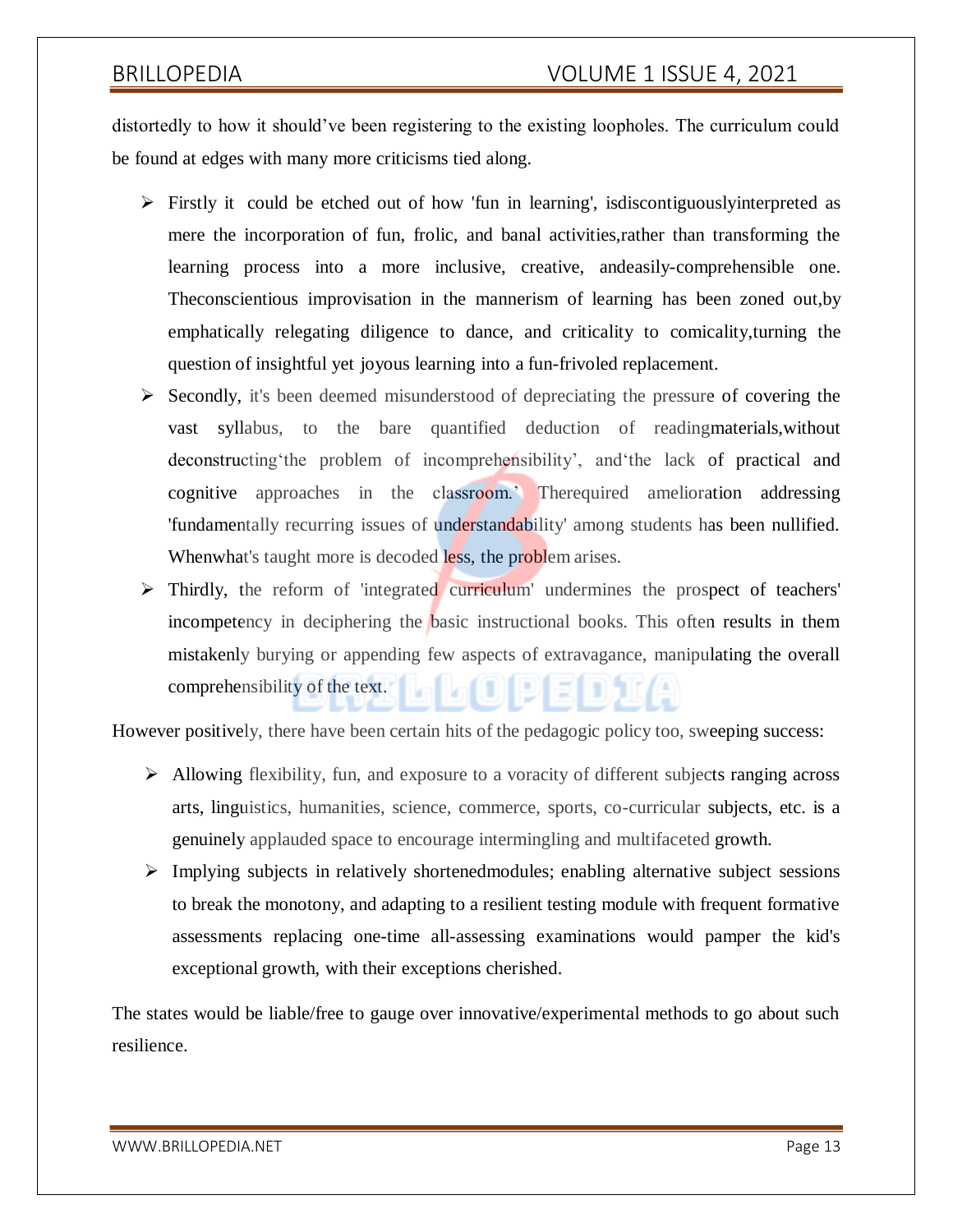distortedly to how it should've been registering to the existing loopholes. The curriculum could be found at edges with many more criticisms tied along.

- Firstly it could be etched out of how 'fun in learning', isdiscontiguouslyinterpreted as mere the incorporation of fun, frolic, and banal activities,rather than transforming the learning process into a more inclusive, creative, andeasily-comprehensible one. Theconscientious improvisation in the mannerism of learning has been zoned out,by emphatically relegating diligence to dance, and criticality to comicality,turning the question of insightful yet joyous learning into a fun-frivoled replacement.
- Secondly, it's been deemed misunderstood of depreciating the pressure of covering the vast syllabus, to the bare quantified deduction of readingmaterials,without deconstructing'the problem of incomprehensibility', and'the lack of practical and cognitive approaches in the classroom.' Therequired amelioration addressing 'fundamentally recurring issues of understandability' among students has been nullified. Whenwhat's taught more is decoded less, the problem arises.
- Thirdly, the reform of 'integrated curriculum' undermines the prospect of teachers' incompetency in deciphering the basic instructional books. This often results in them mistakenly burying or appending few aspects of extravagance, manipulating the overall comprehensibility of the text.

However positively, there have been certain hits of the pedagogic policy too, sweeping success:

- Allowing flexibility, fun, and exposure to a voracity of different subjects ranging across arts, linguistics, humanities, science, commerce, sports, co-curricular subjects, etc. is a genuinely applauded space to encourage intermingling and multifaceted growth.
- Implying subjects in relatively shortenedmodules; enabling alternative subject sessions to break the monotony, and adapting to a resilient testing module with frequent formative assessments replacing one-time all-assessing examinations would pamper the kid's exceptional growth, with their exceptions cherished.

The states would be liable/free to gauge over innovative/experimental methods to go about such resilience.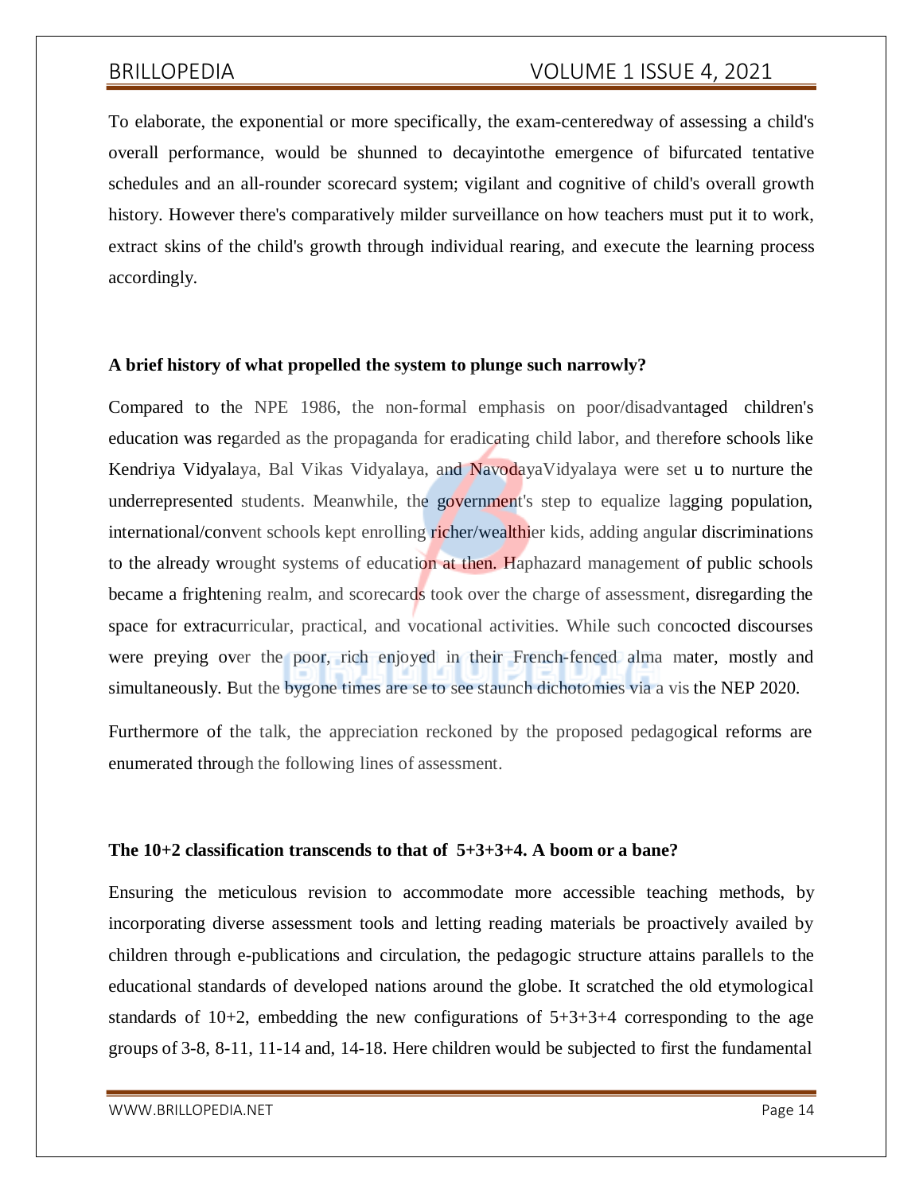To elaborate, the exponential or more specifically, the exam-centeredway of assessing a child's overall performance, would be shunned to decayintothe emergence of bifurcated tentative schedules and an all-rounder scorecard system; vigilant and cognitive of child's overall growth history. However there's comparatively milder surveillance on how teachers must put it to work, extract skins of the child's growth through individual rearing, and execute the learning process accordingly.

**A brief history of what propelled the system to plunge such narrowly?**

Compared to the NPE 1986, the non-formal emphasis on poor/disadvantaged children's education was regarded as the propaganda for eradicating child labor, and therefore schools like Kendriya Vidyalaya, Bal Vikas Vidyalaya, and NavodayaVidyalaya were set u to nurture the underrepresented students. Meanwhile, the government's step to equalize lagging population, international/convent schools kept enrolling richer/wealthier kids, adding angular discriminations to the already wrought systems of education at then. Haphazard management of public schools became a frightening realm, and scorecards took over the charge of assessment, disregarding the space for extracurricular, practical, and vocational activities. While such concocted discourses were preying over the poor, rich enjoyed in their French-fenced alma mater, mostly and simultaneously. But the bygone times are se to see staunch dichotomies via a vis the NEP 2020.

Furthermore of the talk, the appreciation reckoned by the proposed pedagogical reforms are enumerated through the following lines of assessment.

**The 10+2 classification transcends to that of 5+3+3+4. A boom or a bane?**

Ensuring the meticulous revision to accommodate more accessible teaching methods, by incorporating diverse assessment tools and letting reading materials be proactively availed by children through e-publications and circulation, the pedagogic structure attains parallels to the educational standards of developed nations around the globe. It scratched the old etymological standards of 10+2, embedding the new configurations of 5+3+3+4 corresponding to the age groups of 3-8, 8-11, 11-14 and, 14-18. Here children would be subjected to first the fundamental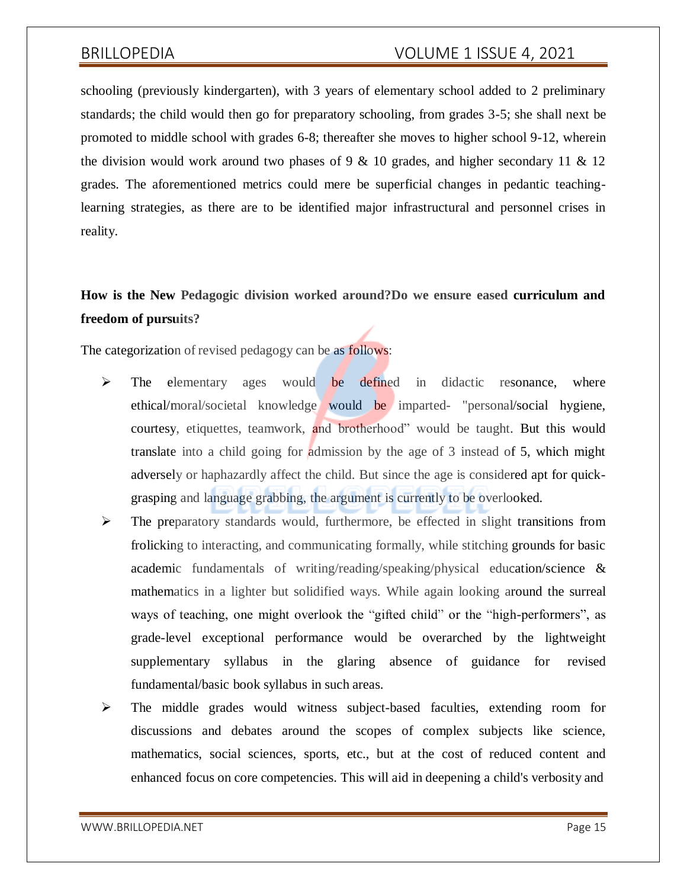schooling (previously kindergarten), with 3 years of elementary school added to 2 preliminary standards; the child would then go for preparatory schooling, from grades 3-5; she shall next be promoted to middle school with grades 6-8; thereafter she moves to higher school 9-12, wherein the division would work around two phases of 9 & 10 grades, and higher secondary 11 & 12 grades. The aforementioned metrics could mere be superficial changes in pedantic teaching-learning strategies, as there are to be identified major infrastructural and personnel crises in reality.

**How is the New Pedagogic division worked around?Do we ensure eased curriculum and freedom of pursuits?**

The categorization of revised pedagogy can be as follows:

- The elementary ages would be defined in didactic resonance, where ethical/moral/societal knowledge would be imparted- "personal/social hygiene, courtesy, etiquettes, teamwork, and brotherhood" would be taught. But this would translate into a child going for admission by the age of 3 instead of 5, which might adversely or haphazardly affect the child. But since the age is considered apt for quick-grasping and language grabbing, the argument is currently to be overlooked.
- The preparatory standards would, furthermore, be effected in slight transitions from frolicking to interacting, and communicating formally, while stitching grounds for basic academic fundamentals of writing/reading/speaking/physical education/science & mathematics in a lighter but solidified ways. While again looking around the surreal ways of teaching, one might overlook the "gifted child" or the "high-performers", as grade-level exceptional performance would be overarched by the lightweight supplementary syllabus in the glaring absence of guidance for revised fundamental/basic book syllabus in such areas.
- The middle grades would witness subject-based faculties, extending room for discussions and debates around the scopes of complex subjects like science, mathematics, social sciences, sports, etc., but at the cost of reduced content and enhanced focus on core competencies. This will aid in deepening a child's verbosity and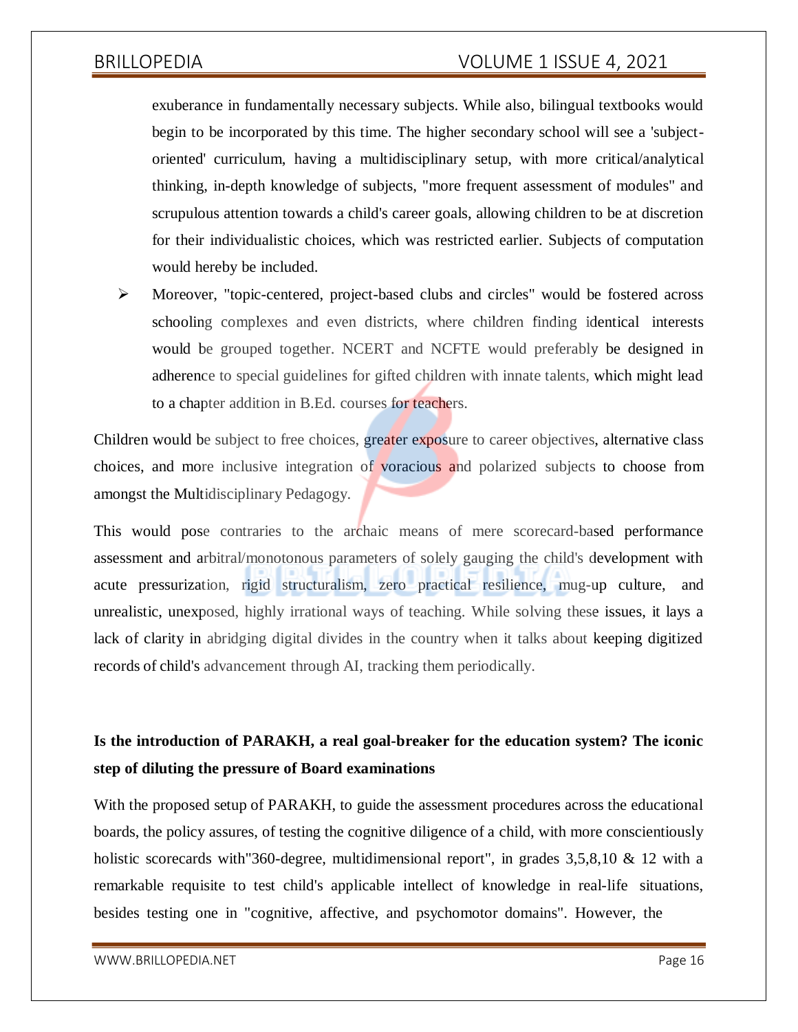exuberance in fundamentally necessary subjects. While also, bilingual textbooks would begin to be incorporated by this time. The higher secondary school will see a 'subject-oriented' curriculum, having a multidisciplinary setup, with more critical/analytical thinking, in-depth knowledge of subjects, "more frequent assessment of modules" and scrupulous attention towards a child's career goals, allowing children to be at discretion for their individualistic choices, which was restricted earlier. Subjects of computation would hereby be included.

- Moreover, "topic-centered, project-based clubs and circles" would be fostered across schooling complexes and even districts, where children finding identical interests would be grouped together. NCERT and NCFTE would preferably be designed in adherence to special guidelines for gifted children with innate talents, which might lead to a chapter addition in B.Ed. courses for teachers.

Children would be subject to free choices, greater exposure to career objectives, alternative class choices, and more inclusive integration of voracious and polarized subjects to choose from amongst the Multidisciplinary Pedagogy.

This would pose contraries to the archaic means of mere scorecard-based performance assessment and arbitral/monotonous parameters of solely gauging the child's development with acute pressurization, rigid structuralism, zero practical resilience, mug-up culture, and unrealistic, unexposed, highly irrational ways of teaching. While solving these issues, it lays a lack of clarity in abridging digital divides in the country when it talks about keeping digitized records of child's advancement through AI, tracking them periodically.

**Is the introduction of PARAKH, a real goal-breaker for the education system? The iconic step of diluting the pressure of Board examinations**

With the proposed setup of PARAKH, to guide the assessment procedures across the educational boards, the policy assures, of testing the cognitive diligence of a child, with more conscientiously holistic scorecards with"360-degree, multidimensional report", in grades 3,5,8,10 & 12 with a remarkable requisite to test child's applicable intellect of knowledge in real-life situations, besides testing one in "cognitive, affective, and psychomotor domains". However, the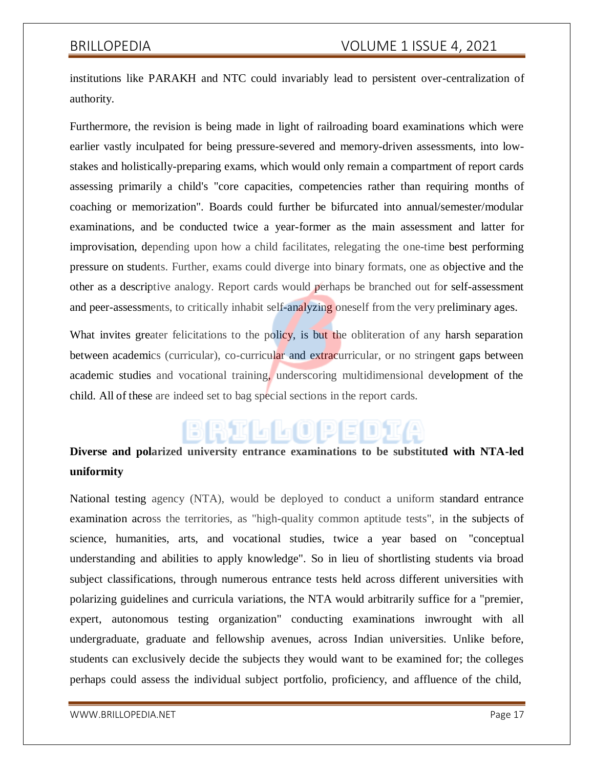institutions like PARAKH and NTC could invariably lead to persistent over-centralization of authority.

Furthermore, the revision is being made in light of railroading board examinations which were earlier vastly inculpated for being pressure-severed and memory-driven assessments, into low-stakes and holistically-preparing exams, which would only remain a compartment of report cards assessing primarily a child's "core capacities, competencies rather than requiring months of coaching or memorization". Boards could further be bifurcated into annual/semester/modular examinations, and be conducted twice a year-former as the main assessment and latter for improvisation, depending upon how a child facilitates, relegating the one-time best performing pressure on students. Further, exams could diverge into binary formats, one as objective and the other as a descriptive analogy. Report cards would perhaps be branched out for self-assessment and peer-assessments, to critically inhabit self-analyzing oneself from the very preliminary ages.

What invites greater felicitations to the policy, is but the obliteration of any harsh separation between academics (curricular), co-curricular and extracurricular, or no stringent gaps between academic studies and vocational training, underscoring multidimensional development of the child. All of these are indeed set to bag special sections in the report cards.

**Diverse and polarized university entrance examinations to be substituted with NTA-led uniformity**

National testing agency (NTA), would be deployed to conduct a uniform standard entrance examination across the territories, as "high-quality common aptitude tests", in the subjects of science, humanities, arts, and vocational studies, twice a year based on "conceptual understanding and abilities to apply knowledge". So in lieu of shortlisting students via broad subject classifications, through numerous entrance tests held across different universities with polarizing guidelines and curricula variations, the NTA would arbitrarily suffice for a "premier, expert, autonomous testing organization" conducting examinations inwrought with all undergraduate, graduate and fellowship avenues, across Indian universities. Unlike before, students can exclusively decide the subjects they would want to be examined for; the colleges perhaps could assess the individual subject portfolio, proficiency, and affluence of the child,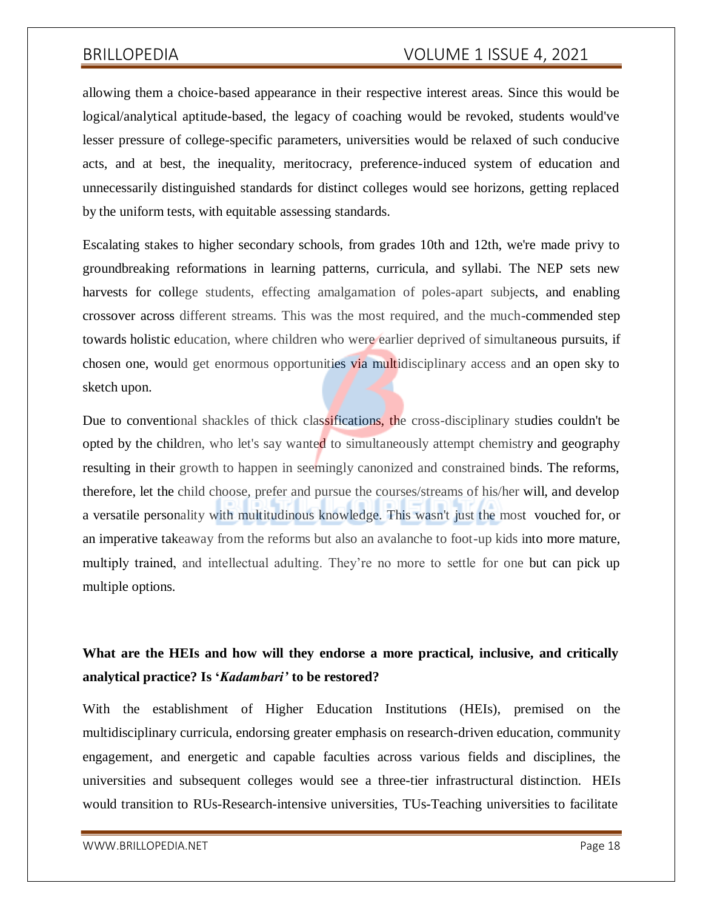allowing them a choice-based appearance in their respective interest areas. Since this would be logical/analytical aptitude-based, the legacy of coaching would be revoked, students would've lesser pressure of college-specific parameters, universities would be relaxed of such conducive acts, and at best, the inequality, meritocracy, preference-induced system of education and unnecessarily distinguished standards for distinct colleges would see horizons, getting replaced by the uniform tests, with equitable assessing standards.

Escalating stakes to higher secondary schools, from grades 10th and 12th, we're made privy to groundbreaking reformations in learning patterns, curricula, and syllabi. The NEP sets new harvests for college students, effecting amalgamation of poles-apart subjects, and enabling crossover across different streams. This was the most required, and the much-commended step towards holistic education, where children who were earlier deprived of simultaneous pursuits, if chosen one, would get enormous opportunities via multidisciplinary access and an open sky to sketch upon.

Due to conventional shackles of thick classifications, the cross-disciplinary studies couldn't be opted by the children, who let's say wanted to simultaneously attempt chemistry and geography resulting in their growth to happen in seemingly canonized and constrained binds. The reforms, therefore, let the child choose, prefer and pursue the courses/streams of his/her will, and develop a versatile personality with multitudinous knowledge. This wasn't just the most vouched for, or an imperative takeaway from the reforms but also an avalanche to foot-up kids into more mature, multiply trained, and intellectual adulting. They're no more to settle for one but can pick up multiple options.

**What are the HEIs and how will they endorse a more practical, inclusive, and critically analytical practice? Is '*Kadambari*' to be restored?**

With the establishment of Higher Education Institutions (HEIs), premised on the multidisciplinary curricula, endorsing greater emphasis on research-driven education, community engagement, and energetic and capable faculties across various fields and disciplines, the universities and subsequent colleges would see a three-tier infrastructural distinction. HEIs would transition to RUs-Research-intensive universities, TUs-Teaching universities to facilitate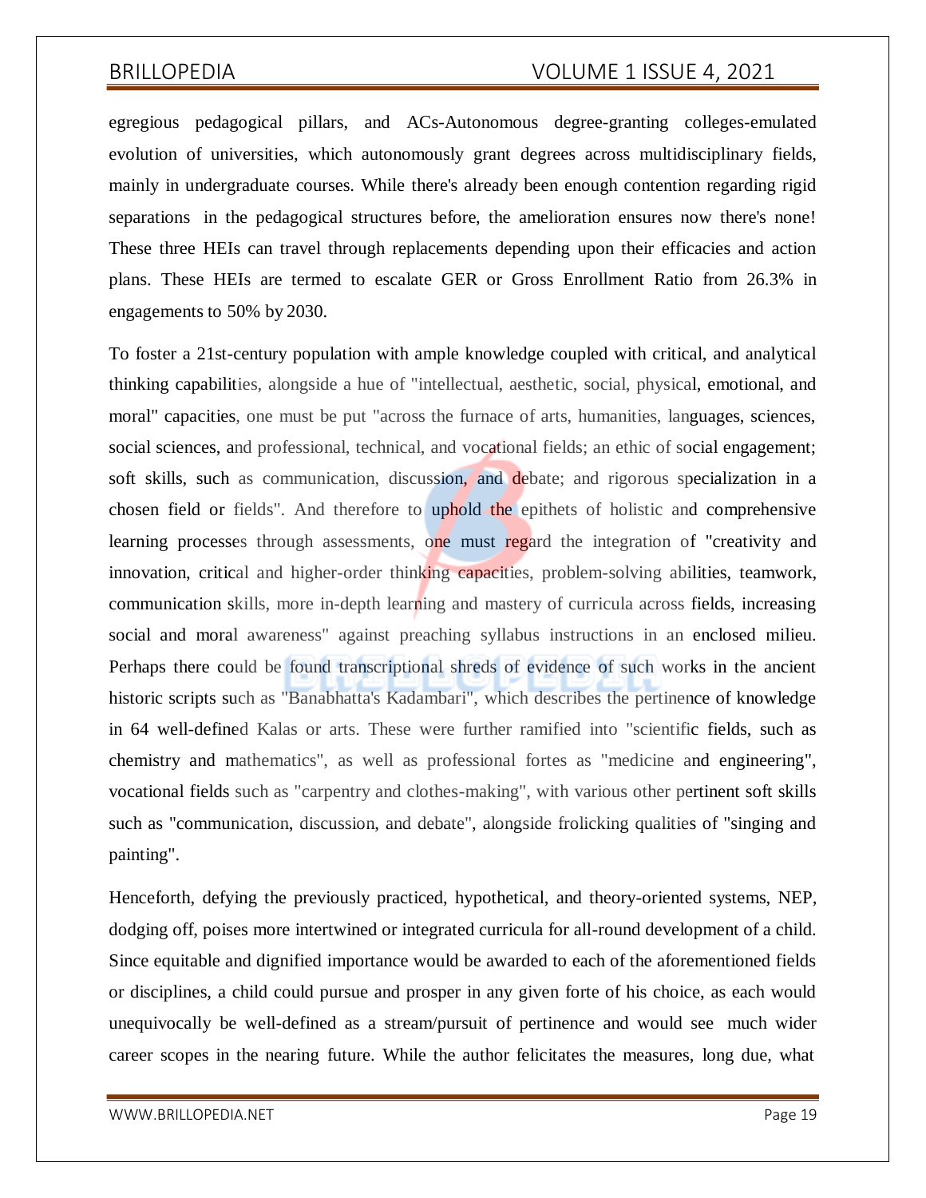egregious pedagogical pillars, and ACs-Autonomous degree-granting colleges-emulated evolution of universities, which autonomously grant degrees across multidisciplinary fields, mainly in undergraduate courses. While there's already been enough contention regarding rigid separations in the pedagogical structures before, the amelioration ensures now there's none! These three HEIs can travel through replacements depending upon their efficacies and action plans. These HEIs are termed to escalate GER or Gross Enrollment Ratio from 26.3% in engagements to 50% by 2030.

To foster a 21st-century population with ample knowledge coupled with critical, and analytical thinking capabilities, alongside a hue of "intellectual, aesthetic, social, physical, emotional, and moral" capacities, one must be put "across the furnace of arts, humanities, languages, sciences, social sciences, and professional, technical, and vocational fields; an ethic of social engagement; soft skills, such as communication, discussion, and debate; and rigorous specialization in a chosen field or fields". And therefore to uphold the epithets of holistic and comprehensive learning processes through assessments, one must regard the integration of "creativity and innovation, critical and higher-order thinking capacities, problem-solving abilities, teamwork, communication skills, more in-depth learning and mastery of curricula across fields, increasing social and moral awareness" against preaching syllabus instructions in an enclosed milieu. Perhaps there could be found transcriptional shreds of evidence of such works in the ancient historic scripts such as "Banabhatta's Kadambari", which describes the pertinence of knowledge in 64 well-defined Kalas or arts. These were further ramified into "scientific fields, such as chemistry and mathematics", as well as professional fortes as "medicine and engineering", vocational fields such as "carpentry and clothes-making", with various other pertinent soft skills such as "communication, discussion, and debate", alongside frolicking qualities of "singing and painting".

Henceforth, defying the previously practiced, hypothetical, and theory-oriented systems, NEP, dodging off, poises more intertwined or integrated curricula for all-round development of a child. Since equitable and dignified importance would be awarded to each of the aforementioned fields or disciplines, a child could pursue and prosper in any given forte of his choice, as each would unequivocally be well-defined as a stream/pursuit of pertinence and would see much wider career scopes in the nearing future. While the author felicitates the measures, long due, what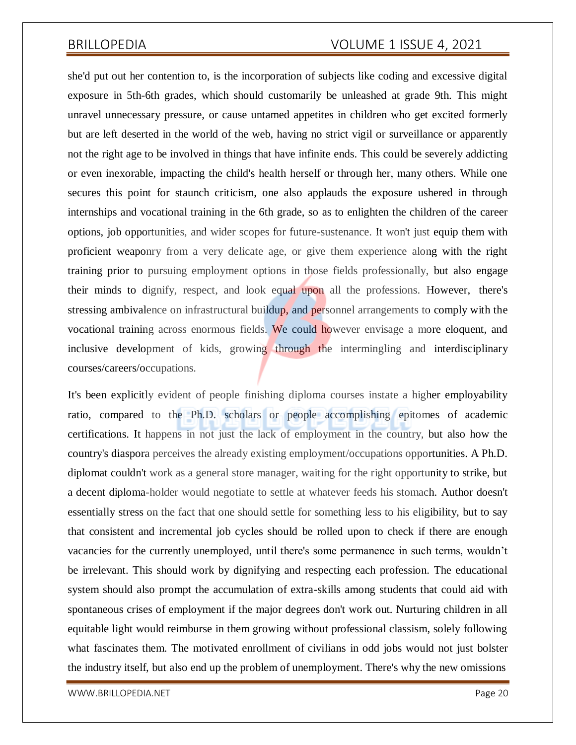she'd put out her contention to, is the incorporation of subjects like coding and excessive digital exposure in 5th-6th grades, which should customarily be unleashed at grade 9th. This might unravel unnecessary pressure, or cause untamed appetites in children who get excited formerly but are left deserted in the world of the web, having no strict vigil or surveillance or apparently not the right age to be involved in things that have infinite ends. This could be severely addicting or even inexorable, impacting the child's health herself or through her, many others. While one secures this point for staunch criticism, one also applauds the exposure ushered in through internships and vocational training in the 6th grade, so as to enlighten the children of the career options, job opportunities, and wider scopes for future-sustenance. It won't just equip them with proficient weaponry from a very delicate age, or give them experience along with the right training prior to pursuing employment options in those fields professionally, but also engage their minds to dignify, respect, and look equal upon all the professions. However, there's stressing ambivalence on infrastructural buildup, and personnel arrangements to comply with the vocational training across enormous fields. We could however envisage a more eloquent, and inclusive development of kids, growing through the intermingling and interdisciplinary courses/careers/occupations.

It's been explicitly evident of people finishing diploma courses instate a higher employability ratio, compared to the Ph.D. scholars or people accomplishing epitomes of academic certifications. It happens in not just the lack of employment in the country, but also how the country's diaspora perceives the already existing employment/occupations opportunities. A Ph.D. diplomat couldn't work as a general store manager, waiting for the right opportunity to strike, but a decent diploma-holder would negotiate to settle at whatever feeds his stomach. Author doesn't essentially stress on the fact that one should settle for something less to his eligibility, but to say that consistent and incremental job cycles should be rolled upon to check if there are enough vacancies for the currently unemployed, until there's some permanence in such terms, wouldn't be irrelevant. This should work by dignifying and respecting each profession. The educational system should also prompt the accumulation of extra-skills among students that could aid with spontaneous crises of employment if the major degrees don't work out. Nurturing children in all equitable light would reimburse in them growing without professional classism, solely following what fascinates them. The motivated enrollment of civilians in odd jobs would not just bolster the industry itself, but also end up the problem of unemployment. There's why the new omissions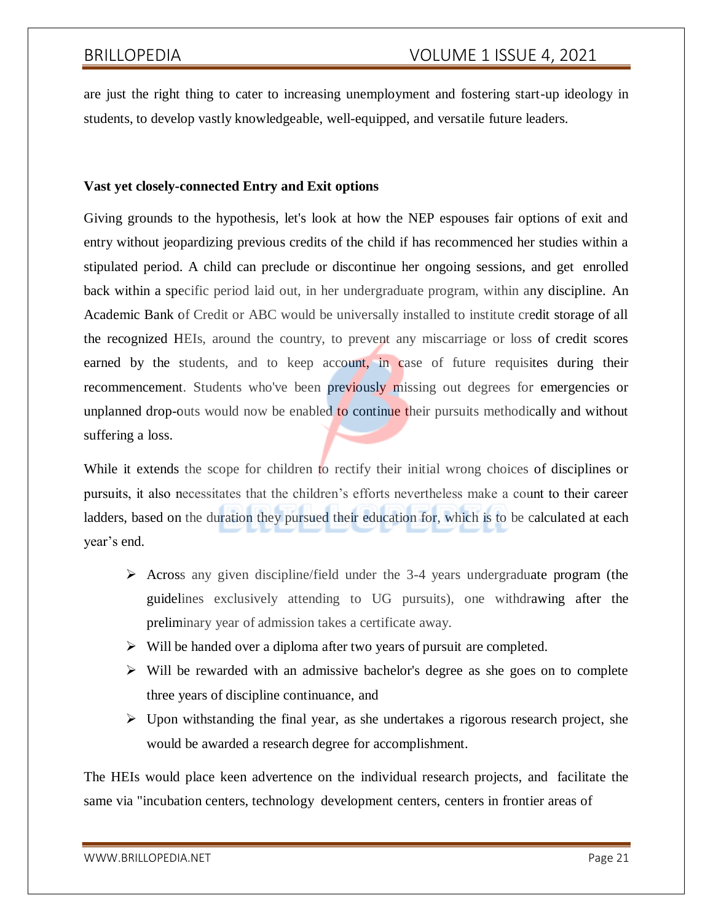are just the right thing to cater to increasing unemployment and fostering start-up ideology in students, to develop vastly knowledgeable, well-equipped, and versatile future leaders.

**Vast yet closely-connected Entry and Exit options**

Giving grounds to the hypothesis, let's look at how the NEP espouses fair options of exit and entry without jeopardizing previous credits of the child if has recommenced her studies within a stipulated period. A child can preclude or discontinue her ongoing sessions, and get enrolled back within a specific period laid out, in her undergraduate program, within any discipline. An Academic Bank of Credit or ABC would be universally installed to institute credit storage of all the recognized HEIs, around the country, to prevent any miscarriage or loss of credit scores earned by the students, and to keep account, in case of future requisites during their recommencement. Students who've been previously missing out degrees for emergencies or unplanned drop-outs would now be enabled to continue their pursuits methodically and without suffering a loss.

While it extends the scope for children to rectify their initial wrong choices of disciplines or pursuits, it also necessitates that the children's efforts nevertheless make a count to their career ladders, based on the duration they pursued their education for, which is to be calculated at each year's end.

- Across any given discipline/field under the 3-4 years undergraduate program (the guidelines exclusively attending to UG pursuits), one withdrawing after the preliminary year of admission takes a certificate away.
- Will be handed over a diploma after two years of pursuit are completed.
- Will be rewarded with an admissive bachelor's degree as she goes on to complete three years of discipline continuance, and
- Upon withstanding the final year, as she undertakes a rigorous research project, she would be awarded a research degree for accomplishment.

The HEIs would place keen advertence on the individual research projects, and facilitate the same via "incubation centers, technology development centers, centers in frontier areas of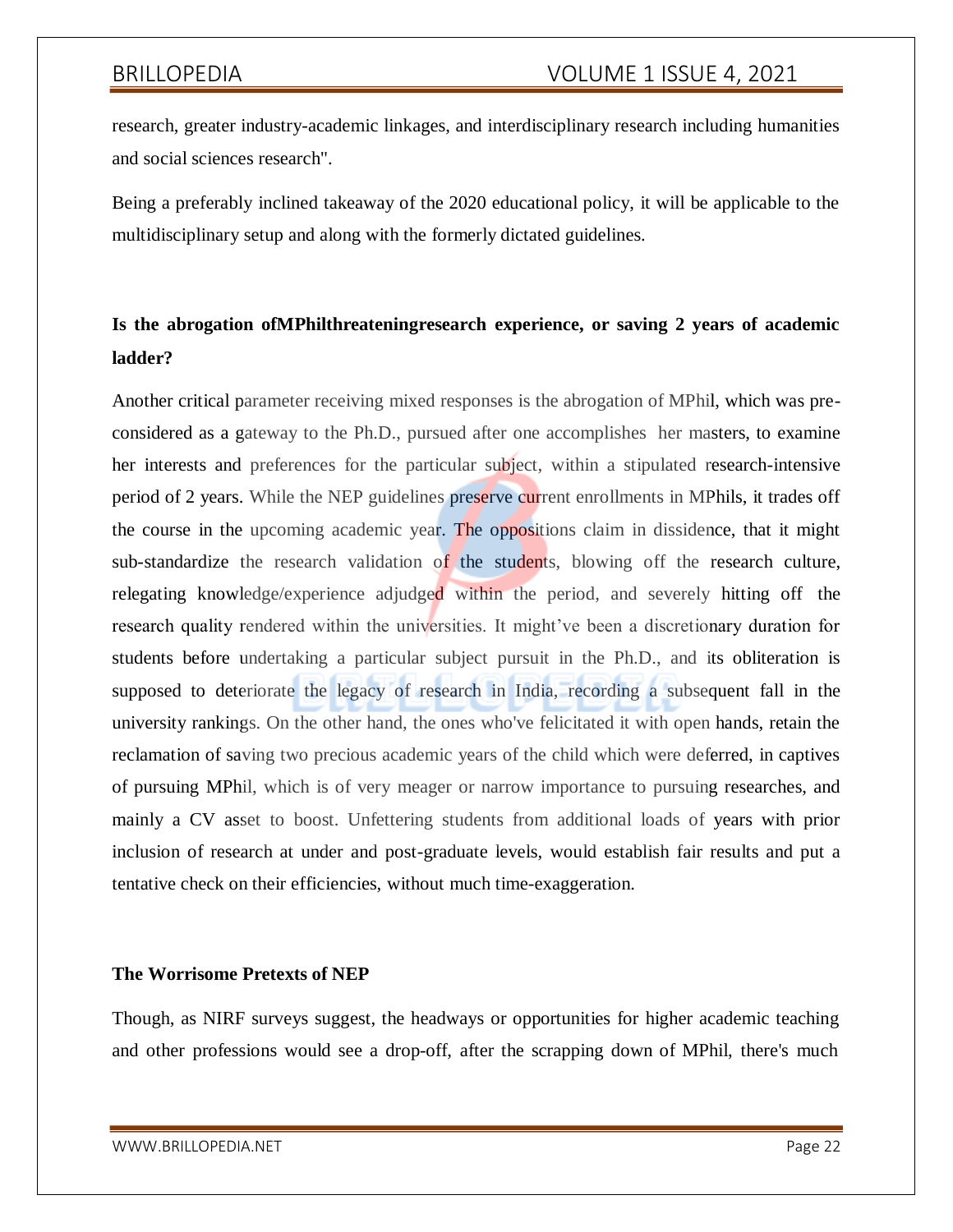research, greater industry-academic linkages, and interdisciplinary research including humanities and social sciences research".

Being a preferably inclined takeaway of the 2020 educational policy, it will be applicable to the multidisciplinary setup and along with the formerly dictated guidelines.

**Is the abrogation ofMPhilthreateningresearch experience, or saving 2 years of academic ladder?**

Another critical parameter receiving mixed responses is the abrogation of MPhil, which was pre-considered as a gateway to the Ph.D., pursued after one accomplishes her masters, to examine her interests and preferences for the particular subject, within a stipulated research-intensive period of 2 years. While the NEP guidelines preserve current enrollments in MPhils, it trades off the course in the upcoming academic year. The oppositions claim in dissidence, that it might sub-standardize the research validation of the students, blowing off the research culture, relegating knowledge/experience adjudged within the period, and severely hitting off the research quality rendered within the universities. It might've been a discretionary duration for students before undertaking a particular subject pursuit in the Ph.D., and its obliteration is supposed to deteriorate the legacy of research in India, recording a subsequent fall in the university rankings. On the other hand, the ones who've felicitated it with open hands, retain the reclamation of saving two precious academic years of the child which were deferred, in captives of pursuing MPhil, which is of very meager or narrow importance to pursuing researches, and mainly a CV asset to boost. Unfettering students from additional loads of years with prior inclusion of research at under and post-graduate levels, would establish fair results and put a tentative check on their efficiencies, without much time-exaggeration.

**The Worrisome Pretexts of NEP**

Though, as NIRF surveys suggest, the headways or opportunities for higher academic teaching and other professions would see a drop-off, after the scrapping down of MPhil, there's much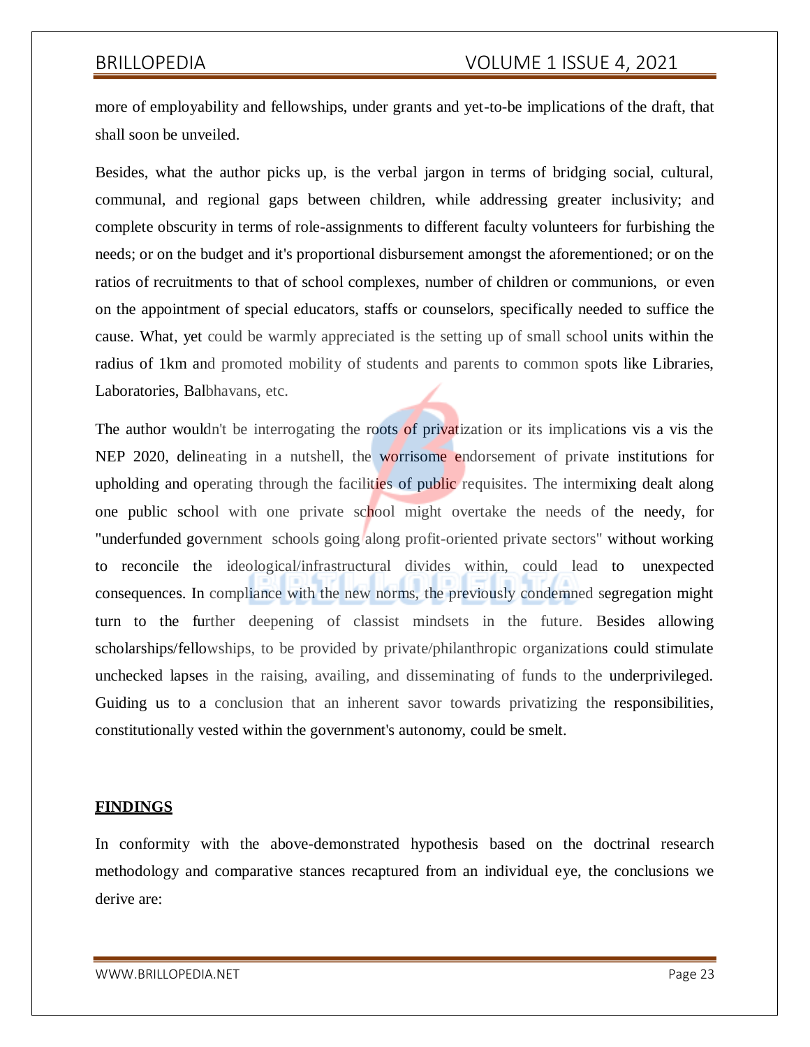more of employability and fellowships, under grants and yet-to-be implications of the draft, that shall soon be unveiled.

Besides, what the author picks up, is the verbal jargon in terms of bridging social, cultural, communal, and regional gaps between children, while addressing greater inclusivity; and complete obscurity in terms of role-assignments to different faculty volunteers for furbishing the needs; or on the budget and it's proportional disbursement amongst the aforementioned; or on the ratios of recruitments to that of school complexes, number of children or communions, or even on the appointment of special educators, staffs or counselors, specifically needed to suffice the cause. What, yet could be warmly appreciated is the setting up of small school units within the radius of 1km and promoted mobility of students and parents to common spots like Libraries, Laboratories, Balbhavans, etc.

The author wouldn't be interrogating the roots of privatization or its implications vis a vis the NEP 2020, delineating in a nutshell, the worrisome endorsement of private institutions for upholding and operating through the facilities of public requisites. The intermixing dealt along one public school with one private school might overtake the needs of the needy, for "underfunded government schools going along profit-oriented private sectors" without working to reconcile the ideological/infrastructural divides within, could lead to unexpected consequences. In compliance with the new norms, the previously condemned segregation might turn to the further deepening of classist mindsets in the future. Besides allowing scholarships/fellowships, to be provided by private/philanthropic organizations could stimulate unchecked lapses in the raising, availing, and disseminating of funds to the underprivileged. Guiding us to a conclusion that an inherent savor towards privatizing the responsibilities, constitutionally vested within the government's autonomy, could be smelt.

## FINDINGS

In conformity with the above-demonstrated hypothesis based on the doctrinal research methodology and comparative stances recaptured from an individual eye, the conclusions we derive are: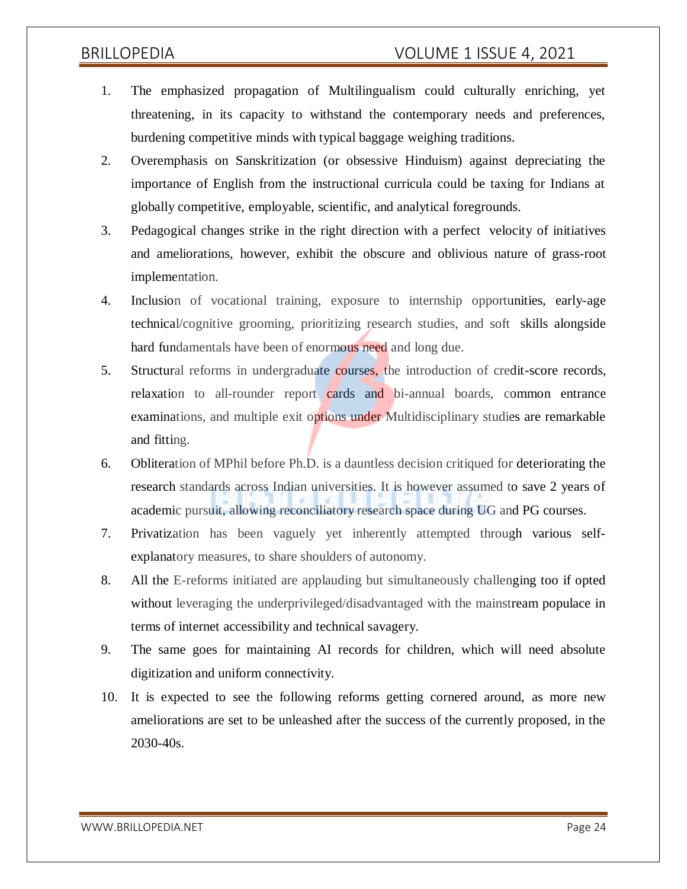1. The emphasized propagation of Multilingualism could culturally enriching, yet threatening, in its capacity to withstand the contemporary needs and preferences, burdening competitive minds with typical baggage weighing traditions.
2. Overemphasis on Sanskritization (or obsessive Hinduism) against depreciating the importance of English from the instructional curricula could be taxing for Indians at globally competitive, employable, scientific, and analytical foregrounds.
3. Pedagogical changes strike in the right direction with a perfect velocity of initiatives and ameliorations, however, exhibit the obscure and oblivious nature of grass-root implementation.
4. Inclusion of vocational training, exposure to internship opportunities, early-age technical/cognitive grooming, prioritizing research studies, and soft skills alongside hard fundamentals have been of enormous need and long due.
5. Structural reforms in undergraduate courses, the introduction of credit-score records, relaxation to all-rounder report cards and bi-annual boards, common entrance examinations, and multiple exit options under Multidisciplinary studies are remarkable and fitting.
6. Obliteration of MPhil before Ph.D. is a dauntless decision critiqued for deteriorating the research standards across Indian universities. It is however assumed to save 2 years of academic pursuit, allowing reconciliatory research space during UG and PG courses.
7. Privatization has been vaguely yet inherently attempted through various self-explanatory measures, to share shoulders of autonomy.
8. All the E-reforms initiated are applauding but simultaneously challenging too if opted without leveraging the underprivileged/disadvantaged with the mainstream populace in terms of internet accessibility and technical savagery.
9. The same goes for maintaining AI records for children, which will need absolute digitization and uniform connectivity.
10. It is expected to see the following reforms getting cornered around, as more new ameliorations are set to be unleashed after the success of the currently proposed, in the 2030-40s.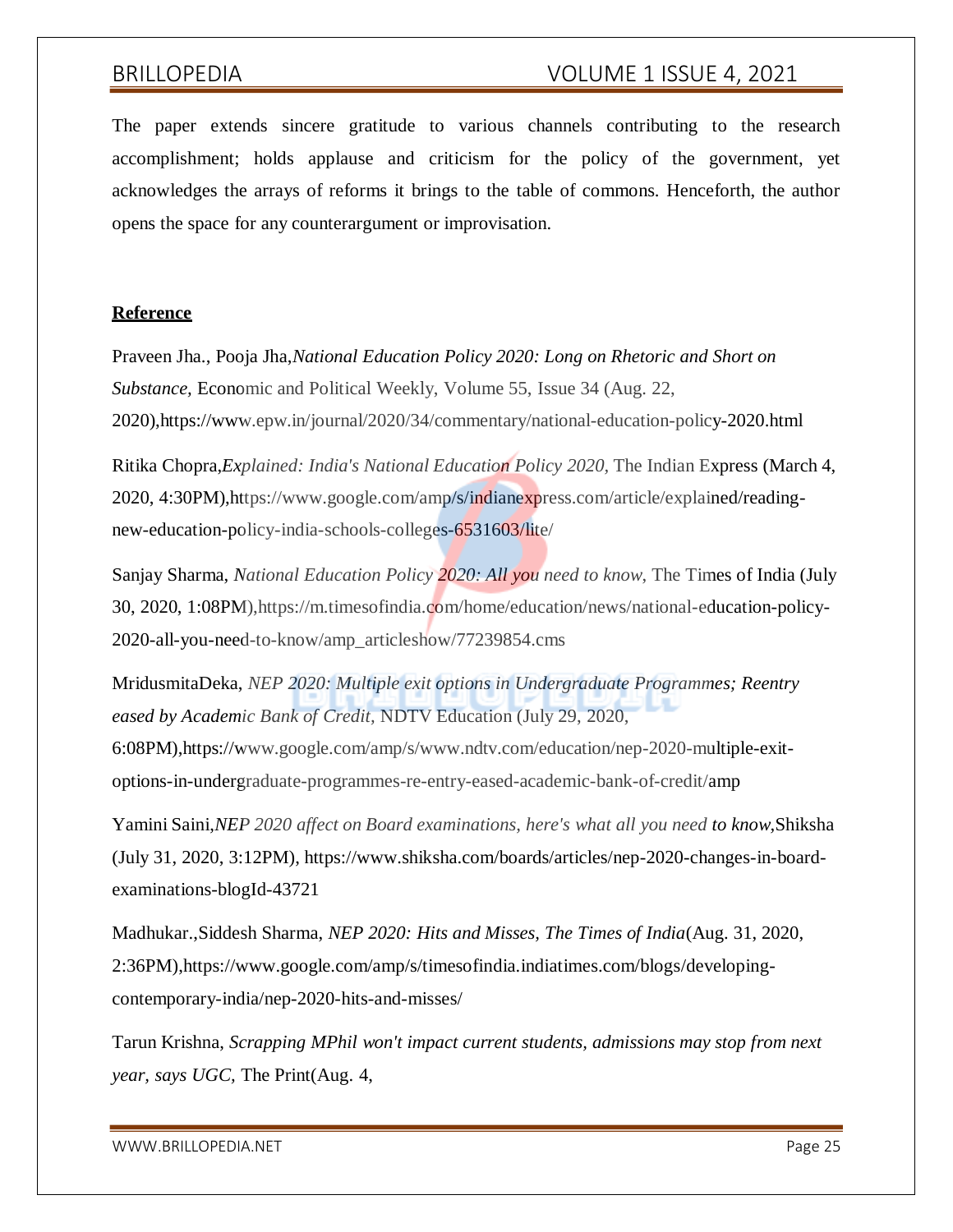The paper extends sincere gratitude to various channels contributing to the research accomplishment; holds applause and criticism for the policy of the government, yet acknowledges the arrays of reforms it brings to the table of commons. Henceforth, the author opens the space for any counterargument or improvisation.

## Reference

Praveen Jha., Pooja Jha,*National Education Policy 2020: Long on Rhetoric and Short on Substance*, Economic and Political Weekly, Volume 55, Issue 34 (Aug. 22, 2020),https://www.epw.in/journal/2020/34/commentary/national-education-policy-2020.html

Ritika Chopra,*Explained: India's National Education Policy 2020,* The Indian Express (March 4, 2020, 4:30PM),https://www.google.com/amp/s/indianexpress.com/article/explained/reading-new-education-policy-india-schools-colleges-6531603/lite/

Sanjay Sharma, *National Education Policy 2020: All you need to know,* The Times of India (July 30, 2020, 1:08PM),https://m.timesofindia.com/home/education/news/national-education-policy-2020-all-you-need-to-know/amp_articleshow/77239854.cms

MridusmitaDeka, *NEP 2020: Multiple exit options in Undergraduate Programmes; Reentry eased by Academic Bank of Credit,* NDTV Education (July 29, 2020, 6:08PM),https://www.google.com/amp/s/www.ndtv.com/education/nep-2020-multiple-exit-options-in-undergraduate-programmes-re-entry-eased-academic-bank-of-credit/amp

Yamini Saini,*NEP 2020 affect on Board examinations, here's what all you need to know,*Shiksha (July 31, 2020, 3:12PM), https://www.shiksha.com/boards/articles/nep-2020-changes-in-board-examinations-blogId-43721

Madhukar.,Siddesh Sharma, *NEP 2020: Hits and Misses, The Times of India*(Aug. 31, 2020, 2:36PM),https://www.google.com/amp/s/timesofindia.indiatimes.com/blogs/developing-contemporary-india/nep-2020-hits-and-misses/

Tarun Krishna, *Scrapping MPhil won't impact current students, admissions may stop from next year, says UGC,* The Print(Aug. 4,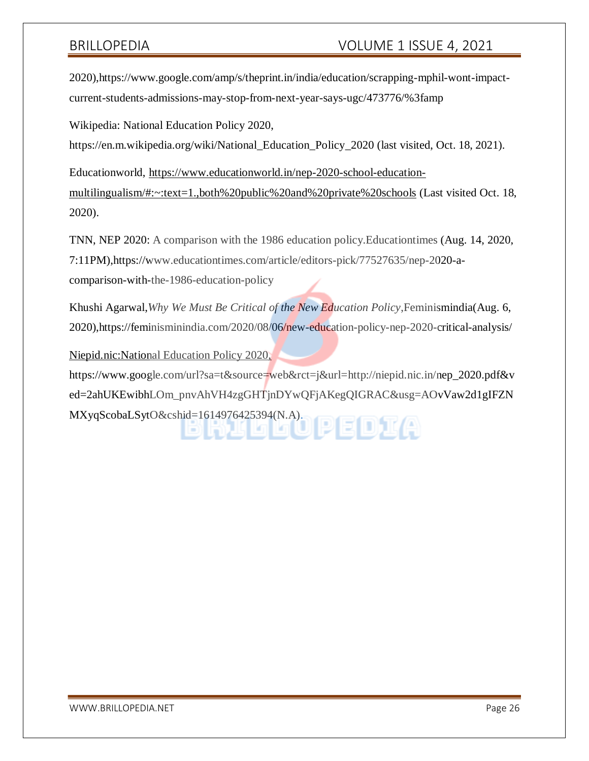2020),https://www.google.com/amp/s/theprint.in/india/education/scrapping-mphil-wont-impact-current-students-admissions-may-stop-from-next-year-says-ugc/473776/%3famp

Wikipedia: National Education Policy 2020, https://en.m.wikipedia.org/wiki/National_Education_Policy_2020 (last visited, Oct. 18, 2021).

Educationworld, https://www.educationworld.in/nep-2020-school-education-multilingualism/#:~:text=1.,both%20public%20and%20private%20schools (Last visited Oct. 18, 2020).

TNN, NEP 2020: A comparison with the 1986 education policy.Educationtimes (Aug. 14, 2020, 7:11PM),https://www.educationtimes.com/article/editors-pick/77527635/nep-2020-a-comparison-with-the-1986-education-policy

Khushi Agarwal,*Why We Must Be Critical of the New Education Policy*,Feminismindia(Aug. 6, 2020),https://feminisminindia.com/2020/08/06/new-education-policy-nep-2020-critical-analysis/

Niepid.nic:National Education Policy 2020, https://www.google.com/url?sa=t&source=web&rct=j&url=http://niepid.nic.in/nep_2020.pdf&ved=2ahUKEwibhLOm_pnvAhVH4zgGHTjnDYwQFjAKegQIGRAC&usg=AOvVaw2d1gIFZNMXyqScobaLSytO&cshid=1614976425394(N.A).